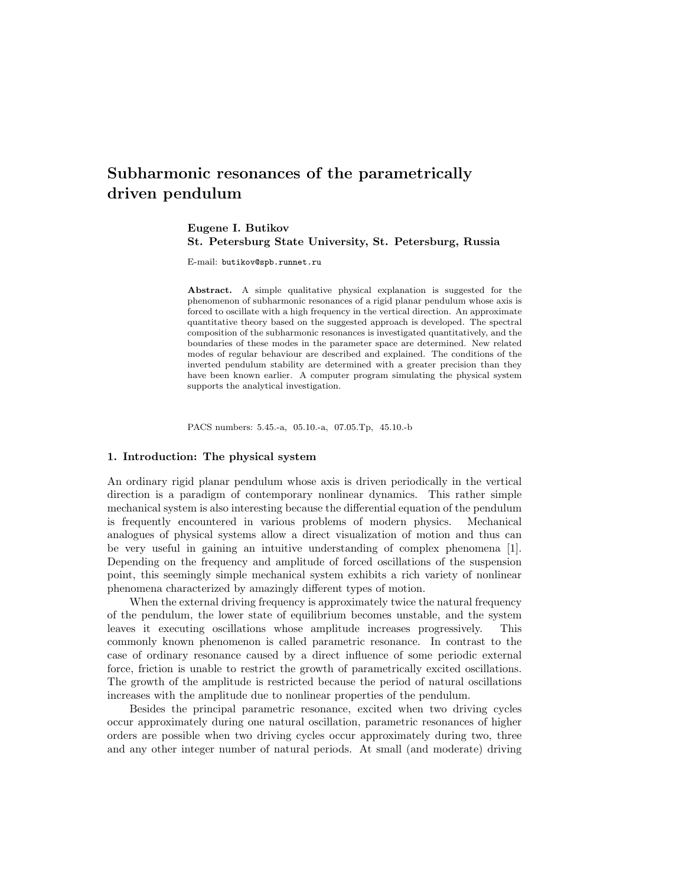# Subharmonic resonances of the parametrically driven pendulum

**Eugene I. Butikov**
**St. Petersburg State University, St. Petersburg, Russia**

E-mail: `butikov@spb.runnet.ru`

**Abstract.** A simple qualitative physical explanation is suggested for the phenomenon of subharmonic resonances of a rigid planar pendulum whose axis is forced to oscillate with a high frequency in the vertical direction. An approximate quantitative theory based on the suggested approach is developed. The spectral composition of the subharmonic resonances is investigated quantitatively, and the boundaries of these modes in the parameter space are determined. New related modes of regular behaviour are described and explained. The conditions of the inverted pendulum stability are determined with a greater precision than they have been known earlier. A computer program simulating the physical system supports the analytical investigation.

PACS numbers: 5.45.-a, 05.10.-a, 07.05.Tp, 45.10.-b

## 1. Introduction: The physical system

An ordinary rigid planar pendulum whose axis is driven periodically in the vertical direction is a paradigm of contemporary nonlinear dynamics. This rather simple mechanical system is also interesting because the differential equation of the pendulum is frequently encountered in various problems of modern physics. Mechanical analogues of physical systems allow a direct visualization of motion and thus can be very useful in gaining an intuitive understanding of complex phenomena [1]. Depending on the frequency and amplitude of forced oscillations of the suspension point, this seemingly simple mechanical system exhibits a rich variety of nonlinear phenomena characterized by amazingly different types of motion.

When the external driving frequency is approximately twice the natural frequency of the pendulum, the lower state of equilibrium becomes unstable, and the system leaves it executing oscillations whose amplitude increases progressively. This commonly known phenomenon is called parametric resonance. In contrast to the case of ordinary resonance caused by a direct influence of some periodic external force, friction is unable to restrict the growth of parametrically excited oscillations. The growth of the amplitude is restricted because the period of natural oscillations increases with the amplitude due to nonlinear properties of the pendulum.

Besides the principal parametric resonance, excited when two driving cycles occur approximately during one natural oscillation, parametric resonances of higher orders are possible when two driving cycles occur approximately during two, three and any other integer number of natural periods. At small (and moderate) driving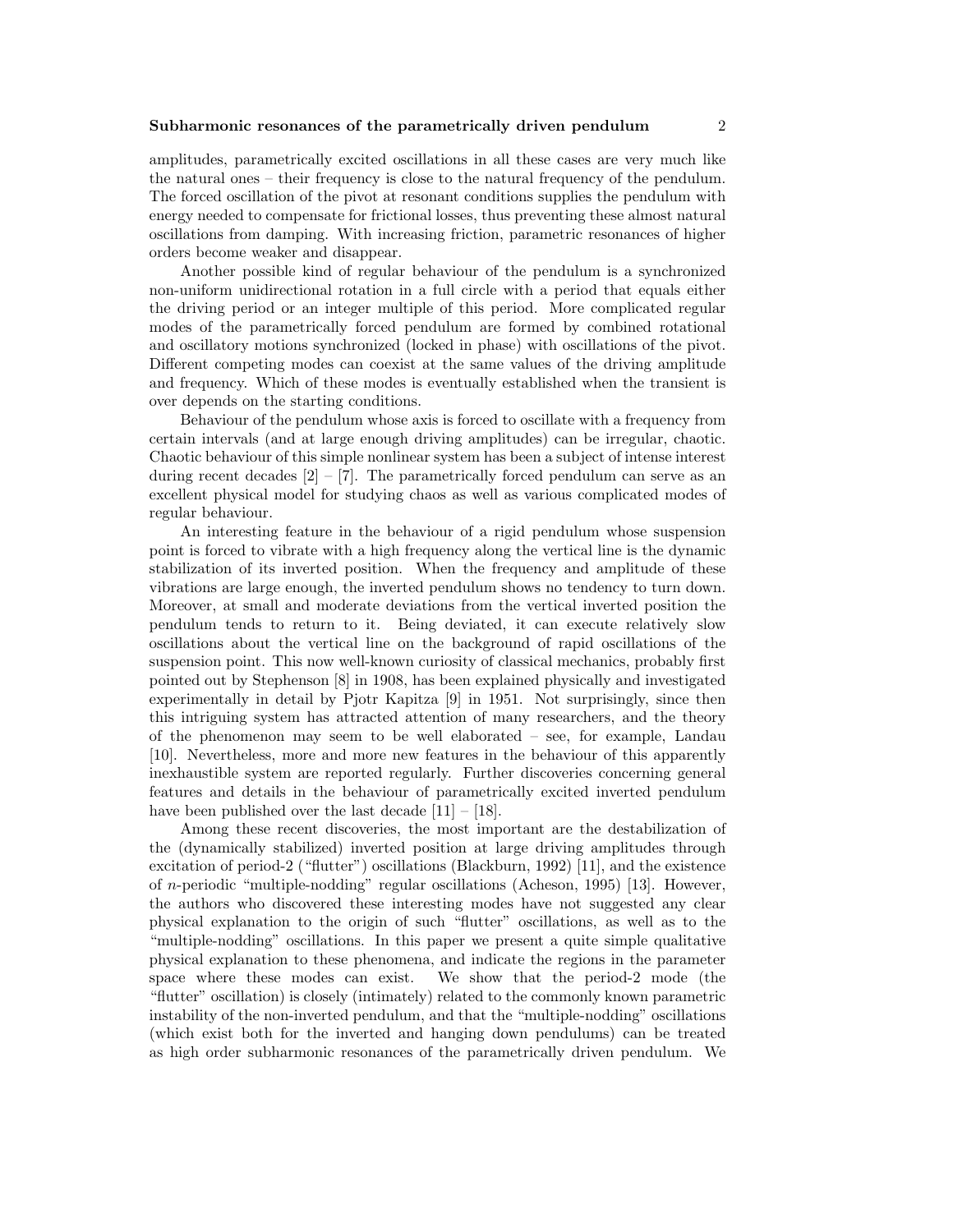amplitudes, parametrically excited oscillations in all these cases are very much like the natural ones – their frequency is close to the natural frequency of the pendulum. The forced oscillation of the pivot at resonant conditions supplies the pendulum with energy needed to compensate for frictional losses, thus preventing these almost natural oscillations from damping. With increasing friction, parametric resonances of higher orders become weaker and disappear.

Another possible kind of regular behaviour of the pendulum is a synchronized non-uniform unidirectional rotation in a full circle with a period that equals either the driving period or an integer multiple of this period. More complicated regular modes of the parametrically forced pendulum are formed by combined rotational and oscillatory motions synchronized (locked in phase) with oscillations of the pivot. Different competing modes can coexist at the same values of the driving amplitude and frequency. Which of these modes is eventually established when the transient is over depends on the starting conditions.

Behaviour of the pendulum whose axis is forced to oscillate with a frequency from certain intervals (and at large enough driving amplitudes) can be irregular, chaotic. Chaotic behaviour of this simple nonlinear system has been a subject of intense interest during recent decades [2] – [7]. The parametrically forced pendulum can serve as an excellent physical model for studying chaos as well as various complicated modes of regular behaviour.

An interesting feature in the behaviour of a rigid pendulum whose suspension point is forced to vibrate with a high frequency along the vertical line is the dynamic stabilization of its inverted position. When the frequency and amplitude of these vibrations are large enough, the inverted pendulum shows no tendency to turn down. Moreover, at small and moderate deviations from the vertical inverted position the pendulum tends to return to it. Being deviated, it can execute relatively slow oscillations about the vertical line on the background of rapid oscillations of the suspension point. This now well-known curiosity of classical mechanics, probably first pointed out by Stephenson [8] in 1908, has been explained physically and investigated experimentally in detail by Pjotr Kapitza [9] in 1951. Not surprisingly, since then this intriguing system has attracted attention of many researchers, and the theory of the phenomenon may seem to be well elaborated – see, for example, Landau [10]. Nevertheless, more and more new features in the behaviour of this apparently inexhaustible system are reported regularly. Further discoveries concerning general features and details in the behaviour of parametrically excited inverted pendulum have been published over the last decade [11] – [18].

Among these recent discoveries, the most important are the destabilization of the (dynamically stabilized) inverted position at large driving amplitudes through excitation of period-2 ("flutter") oscillations (Blackburn, 1992) [11], and the existence of $n$-periodic "multiple-nodding" regular oscillations (Acheson, 1995) [13]. However, the authors who discovered these interesting modes have not suggested any clear physical explanation to the origin of such "flutter" oscillations, as well as to the "multiple-nodding" oscillations. In this paper we present a quite simple qualitative physical explanation to these phenomena, and indicate the regions in the parameter space where these modes can exist. We show that the period-2 mode (the "flutter" oscillation) is closely (intimately) related to the commonly known parametric instability of the non-inverted pendulum, and that the "multiple-nodding" oscillations (which exist both for the inverted and hanging down pendulums) can be treated as high order subharmonic resonances of the parametrically driven pendulum. We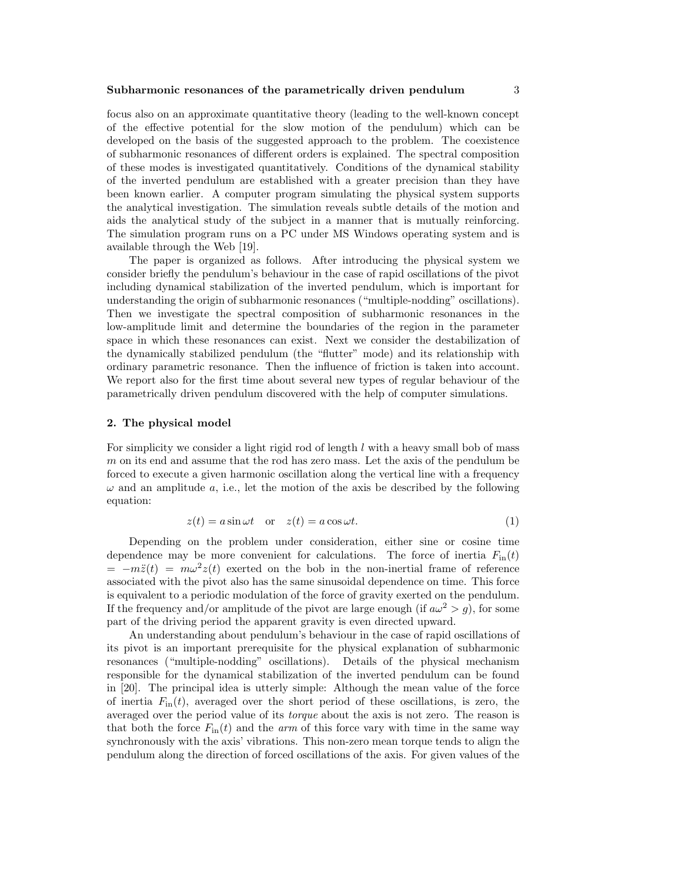focus also on an approximate quantitative theory (leading to the well-known concept of the effective potential for the slow motion of the pendulum) which can be developed on the basis of the suggested approach to the problem. The coexistence of subharmonic resonances of different orders is explained. The spectral composition of these modes is investigated quantitatively. Conditions of the dynamical stability of the inverted pendulum are established with a greater precision than they have been known earlier. A computer program simulating the physical system supports the analytical investigation. The simulation reveals subtle details of the motion and aids the analytical study of the subject in a manner that is mutually reinforcing. The simulation program runs on a PC under MS Windows operating system and is available through the Web [19].

The paper is organized as follows. After introducing the physical system we consider briefly the pendulum's behaviour in the case of rapid oscillations of the pivot including dynamical stabilization of the inverted pendulum, which is important for understanding the origin of subharmonic resonances ("multiple-nodding" oscillations). Then we investigate the spectral composition of subharmonic resonances in the low-amplitude limit and determine the boundaries of the region in the parameter space in which these resonances can exist. Next we consider the destabilization of the dynamically stabilized pendulum (the "flutter" mode) and its relationship with ordinary parametric resonance. Then the influence of friction is taken into account. We report also for the first time about several new types of regular behaviour of the parametrically driven pendulum discovered with the help of computer simulations.

## 2. The physical model

For simplicity we consider a light rigid rod of length $l$ with a heavy small bob of mass $m$ on its end and assume that the rod has zero mass. Let the axis of the pendulum be forced to execute a given harmonic oscillation along the vertical line with a frequency $\omega$ and an amplitude $a$, i.e., let the motion of the axis be described by the following equation:

$$z(t) = a\sin\omega t \quad \text{or} \quad z(t) = a\cos\omega t. \tag{1}$$

Depending on the problem under consideration, either sine or cosine time dependence may be more convenient for calculations. The force of inertia $F_{\text{in}}(t) = -m\ddot{z}(t) = m\omega^2 z(t)$ exerted on the bob in the non-inertial frame of reference associated with the pivot also has the same sinusoidal dependence on time. This force is equivalent to a periodic modulation of the force of gravity exerted on the pendulum. If the frequency and/or amplitude of the pivot are large enough (if $a\omega^2 > g$), for some part of the driving period the apparent gravity is even directed upward.

An understanding about pendulum's behaviour in the case of rapid oscillations of its pivot is an important prerequisite for the physical explanation of subharmonic resonances ("multiple-nodding" oscillations). Details of the physical mechanism responsible for the dynamical stabilization of the inverted pendulum can be found in [20]. The principal idea is utterly simple: Although the mean value of the force of inertia $F_{\text{in}}(t)$, averaged over the short period of these oscillations, is zero, the averaged over the period value of its *torque* about the axis is not zero. The reason is that both the force $F_{\text{in}}(t)$ and the *arm* of this force vary with time in the same way synchronously with the axis' vibrations. This non-zero mean torque tends to align the pendulum along the direction of forced oscillations of the axis. For given values of the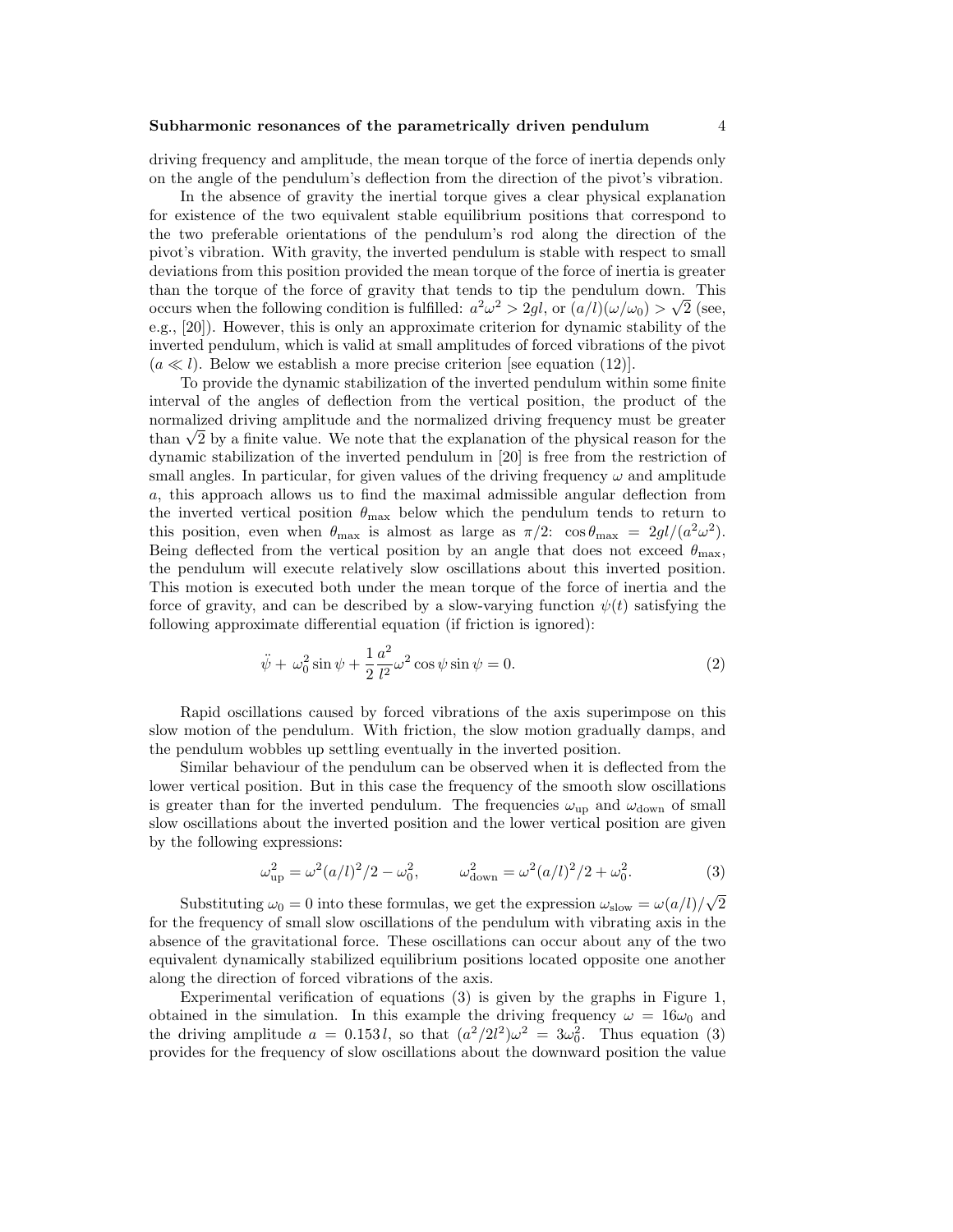driving frequency and amplitude, the mean torque of the force of inertia depends only on the angle of the pendulum's deflection from the direction of the pivot's vibration.

In the absence of gravity the inertial torque gives a clear physical explanation for existence of the two equivalent stable equilibrium positions that correspond to the two preferable orientations of the pendulum's rod along the direction of the pivot's vibration. With gravity, the inverted pendulum is stable with respect to small deviations from this position provided the mean torque of the force of inertia is greater than the torque of the force of gravity that tends to tip the pendulum down. This occurs when the following condition is fulfilled: $a^2\omega^2 > 2gl$, or $(a/l)(\omega/\omega_0) > \sqrt{2}$ (see, e.g., [20]). However, this is only an approximate criterion for dynamic stability of the inverted pendulum, which is valid at small amplitudes of forced vibrations of the pivot ($a \ll l$). Below we establish a more precise criterion [see equation (12)].

To provide the dynamic stabilization of the inverted pendulum within some finite interval of the angles of deflection from the vertical position, the product of the normalized driving amplitude and the normalized driving frequency must be greater than $\sqrt{2}$ by a finite value. We note that the explanation of the physical reason for the dynamic stabilization of the inverted pendulum in [20] is free from the restriction of small angles. In particular, for given values of the driving frequency $\omega$ and amplitude $a$, this approach allows us to find the maximal admissible angular deflection from the inverted vertical position $\theta_{\max}$ below which the pendulum tends to return to this position, even when $\theta_{\max}$ is almost as large as $\pi/2$: $\cos\theta_{\max} = 2gl/(a^2\omega^2)$. Being deflected from the vertical position by an angle that does not exceed $\theta_{\max}$, the pendulum will execute relatively slow oscillations about this inverted position. This motion is executed both under the mean torque of the force of inertia and the force of gravity, and can be described by a slow-varying function $\psi(t)$ satisfying the following approximate differential equation (if friction is ignored):

$$\ddot{\psi} + \omega_0^2 \sin\psi + \frac{1}{2}\frac{a^2}{l^2}\omega^2 \cos\psi \sin\psi = 0. \tag{2}$$

Rapid oscillations caused by forced vibrations of the axis superimpose on this slow motion of the pendulum. With friction, the slow motion gradually damps, and the pendulum wobbles up settling eventually in the inverted position.

Similar behaviour of the pendulum can be observed when it is deflected from the lower vertical position. But in this case the frequency of the smooth slow oscillations is greater than for the inverted pendulum. The frequencies $\omega_{\rm up}$ and $\omega_{\rm down}$ of small slow oscillations about the inverted position and the lower vertical position are given by the following expressions:

$$\omega_{\rm up}^2 = \omega^2(a/l)^2/2 - \omega_0^2, \qquad \omega_{\rm down}^2 = \omega^2(a/l)^2/2 + \omega_0^2. \tag{3}$$

Substituting $\omega_0 = 0$ into these formulas, we get the expression $\omega_{\rm slow} = \omega(a/l)/\sqrt{2}$ for the frequency of small slow oscillations of the pendulum with vibrating axis in the absence of the gravitational force. These oscillations can occur about any of the two equivalent dynamically stabilized equilibrium positions located opposite one another along the direction of forced vibrations of the axis.

Experimental verification of equations (3) is given by the graphs in Figure 1, obtained in the simulation. In this example the driving frequency $\omega = 16\omega_0$ and the driving amplitude $a = 0.153\,l$, so that $(a^2/2l^2)\omega^2 = 3\omega_0^2$. Thus equation (3) provides for the frequency of slow oscillations about the downward position the value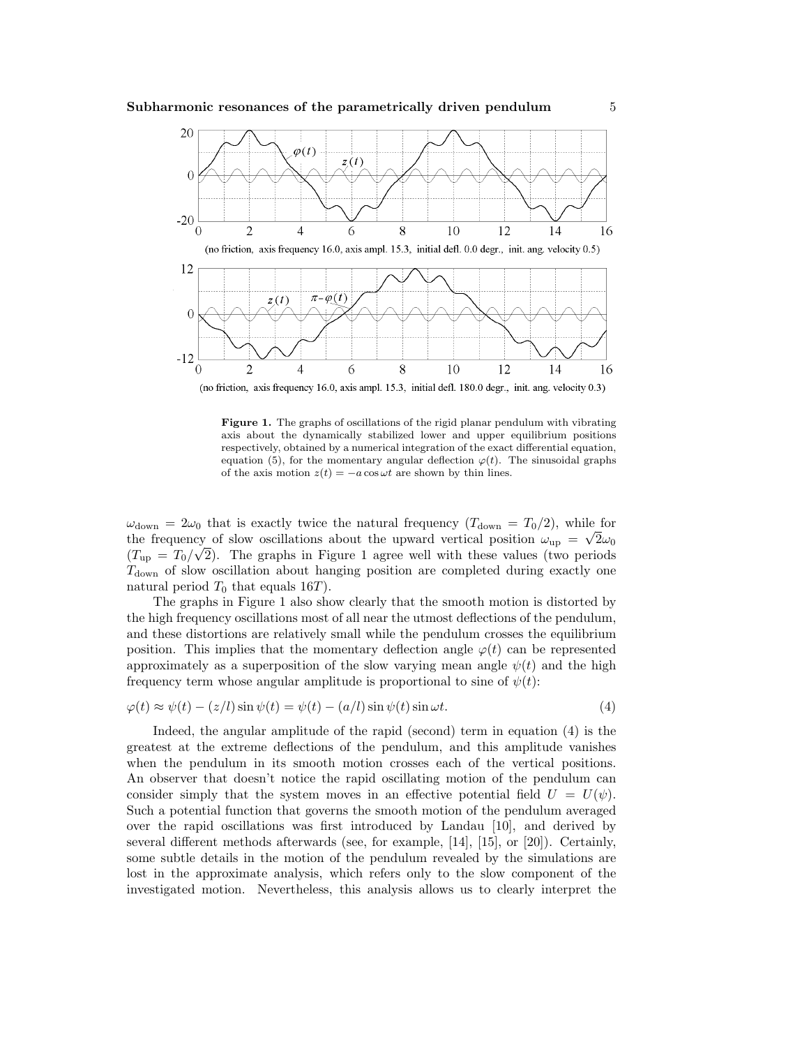(no friction, axis frequency 16.0, axis ampl. 15.3, initial defl. 0.0 degr., init. ang. velocity 0.5)

(no friction, axis frequency 16.0, axis ampl. 15.3, initial defl. 180.0 degr., init. ang. velocity 0.3)

**Figure 1.** The graphs of oscillations of the rigid planar pendulum with vibrating axis about the dynamically stabilized lower and upper equilibrium positions respectively, obtained by a numerical integration of the exact differential equation, equation (5), for the momentary angular deflection $\varphi(t)$. The sinusoidal graphs of the axis motion $z(t) = -a\cos\omega t$ are shown by thin lines.

$\omega_{\rm down} = 2\omega_0$ that is exactly twice the natural frequency ($T_{\rm down} = T_0/2$), while for the frequency of slow oscillations about the upward vertical position $\omega_{\rm up} = \sqrt{2}\omega_0$ ($T_{\rm up} = T_0/\sqrt{2}$). The graphs in Figure 1 agree well with these values (two periods $T_{\rm down}$ of slow oscillation about hanging position are completed during exactly one natural period $T_0$ that equals $16T$).

The graphs in Figure 1 also show clearly that the smooth motion is distorted by the high frequency oscillations most of all near the utmost deflections of the pendulum, and these distortions are relatively small while the pendulum crosses the equilibrium position. This implies that the momentary deflection angle $\varphi(t)$ can be represented approximately as a superposition of the slow varying mean angle $\psi(t)$ and the high frequency term whose angular amplitude is proportional to sine of $\psi(t)$:

$$\varphi(t) \approx \psi(t) - (z/l)\sin\psi(t) = \psi(t) - (a/l)\sin\psi(t)\sin\omega t. \tag{4}$$

Indeed, the angular amplitude of the rapid (second) term in equation (4) is the greatest at the extreme deflections of the pendulum, and this amplitude vanishes when the pendulum in its smooth motion crosses each of the vertical positions. An observer that doesn't notice the rapid oscillating motion of the pendulum can consider simply that the system moves in an effective potential field $U = U(\psi)$. Such a potential function that governs the smooth motion of the pendulum averaged over the rapid oscillations was first introduced by Landau [10], and derived by several different methods afterwards (see, for example, [14], [15], or [20]). Certainly, some subtle details in the motion of the pendulum revealed by the simulations are lost in the approximate analysis, which refers only to the slow component of the investigated motion. Nevertheless, this analysis allows us to clearly interpret the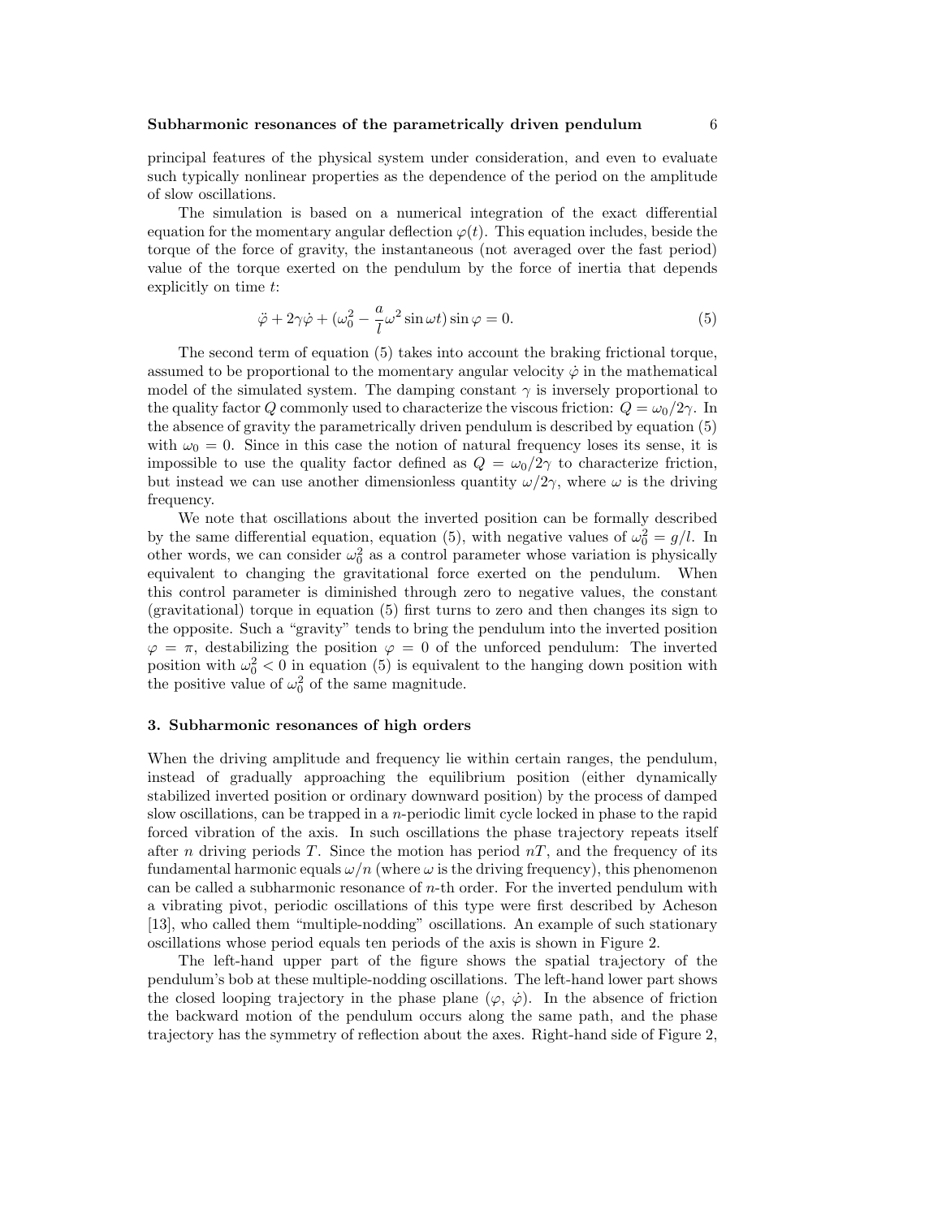principal features of the physical system under consideration, and even to evaluate such typically nonlinear properties as the dependence of the period on the amplitude of slow oscillations.

The simulation is based on a numerical integration of the exact differential equation for the momentary angular deflection $\varphi(t)$. This equation includes, beside the torque of the force of gravity, the instantaneous (not averaged over the fast period) value of the torque exerted on the pendulum by the force of inertia that depends explicitly on time $t$:

$$\ddot{\varphi} + 2\gamma\dot{\varphi} + (\omega_0^2 - \frac{a}{l}\omega^2 \sin\omega t)\sin\varphi = 0. \tag{5}$$

The second term of equation (5) takes into account the braking frictional torque, assumed to be proportional to the momentary angular velocity $\dot{\varphi}$ in the mathematical model of the simulated system. The damping constant $\gamma$ is inversely proportional to the quality factor $Q$ commonly used to characterize the viscous friction: $Q = \omega_0/2\gamma$. In the absence of gravity the parametrically driven pendulum is described by equation (5) with $\omega_0 = 0$. Since in this case the notion of natural frequency loses its sense, it is impossible to use the quality factor defined as $Q = \omega_0/2\gamma$ to characterize friction, but instead we can use another dimensionless quantity $\omega/2\gamma$, where $\omega$ is the driving frequency.

We note that oscillations about the inverted position can be formally described by the same differential equation, equation (5), with negative values of $\omega_0^2 = g/l$. In other words, we can consider $\omega_0^2$ as a control parameter whose variation is physically equivalent to changing the gravitational force exerted on the pendulum. When this control parameter is diminished through zero to negative values, the constant (gravitational) torque in equation (5) first turns to zero and then changes its sign to the opposite. Such a "gravity" tends to bring the pendulum into the inverted position $\varphi = \pi$, destabilizing the position $\varphi = 0$ of the unforced pendulum: The inverted position with $\omega_0^2 < 0$ in equation (5) is equivalent to the hanging down position with the positive value of $\omega_0^2$ of the same magnitude.

## 3. Subharmonic resonances of high orders

When the driving amplitude and frequency lie within certain ranges, the pendulum, instead of gradually approaching the equilibrium position (either dynamically stabilized inverted position or ordinary downward position) by the process of damped slow oscillations, can be trapped in a $n$-periodic limit cycle locked in phase to the rapid forced vibration of the axis. In such oscillations the phase trajectory repeats itself after $n$ driving periods $T$. Since the motion has period $nT$, and the frequency of its fundamental harmonic equals $\omega/n$ (where $\omega$ is the driving frequency), this phenomenon can be called a subharmonic resonance of $n$-th order. For the inverted pendulum with a vibrating pivot, periodic oscillations of this type were first described by Acheson [13], who called them "multiple-nodding" oscillations. An example of such stationary oscillations whose period equals ten periods of the axis is shown in Figure 2.

The left-hand upper part of the figure shows the spatial trajectory of the pendulum's bob at these multiple-nodding oscillations. The left-hand lower part shows the closed looping trajectory in the phase plane ($\varphi$, $\dot{\varphi}$). In the absence of friction the backward motion of the pendulum occurs along the same path, and the phase trajectory has the symmetry of reflection about the axes. Right-hand side of Figure 2,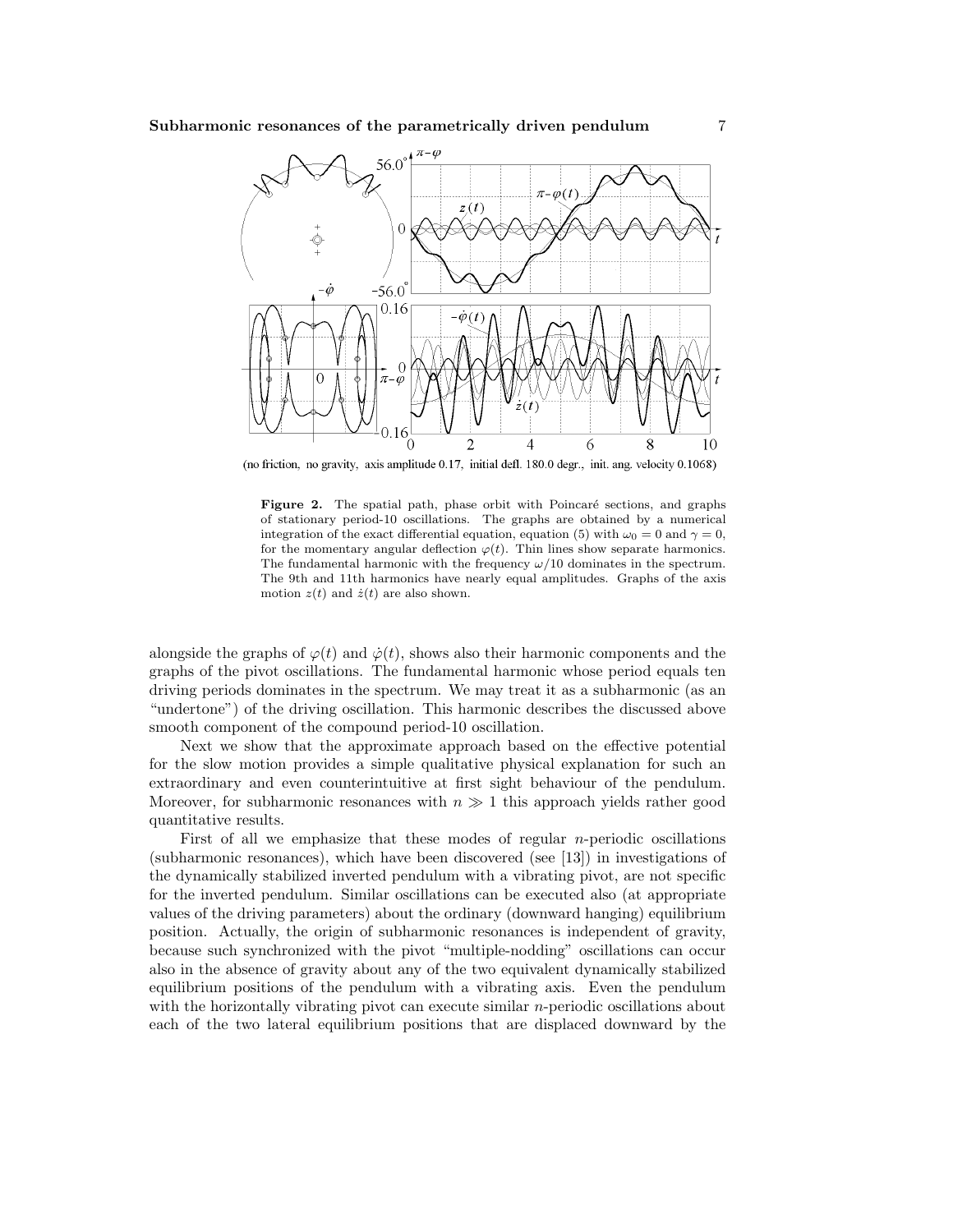(no friction, no gravity, axis amplitude 0.17, initial defl. 180.0 degr., init. ang. velocity 0.1068)

**Figure 2.** The spatial path, phase orbit with Poincaré sections, and graphs of stationary period-10 oscillations. The graphs are obtained by a numerical integration of the exact differential equation, equation (5) with $\omega_0 = 0$ and $\gamma = 0$, for the momentary angular deflection $\varphi(t)$. Thin lines show separate harmonics. The fundamental harmonic with the frequency $\omega/10$ dominates in the spectrum. The 9th and 11th harmonics have nearly equal amplitudes. Graphs of the axis motion $z(t)$ and $\dot{z}(t)$ are also shown.

alongside the graphs of $\varphi(t)$ and $\dot{\varphi}(t)$, shows also their harmonic components and the graphs of the pivot oscillations. The fundamental harmonic whose period equals ten driving periods dominates in the spectrum. We may treat it as a subharmonic (as an "undertone") of the driving oscillation. This harmonic describes the discussed above smooth component of the compound period-10 oscillation.

Next we show that the approximate approach based on the effective potential for the slow motion provides a simple qualitative physical explanation for such an extraordinary and even counterintuitive at first sight behaviour of the pendulum. Moreover, for subharmonic resonances with $n \gg 1$ this approach yields rather good quantitative results.

First of all we emphasize that these modes of regular $n$-periodic oscillations (subharmonic resonances), which have been discovered (see [13]) in investigations of the dynamically stabilized inverted pendulum with a vibrating pivot, are not specific for the inverted pendulum. Similar oscillations can be executed also (at appropriate values of the driving parameters) about the ordinary (downward hanging) equilibrium position. Actually, the origin of subharmonic resonances is independent of gravity, because such synchronized with the pivot "multiple-nodding" oscillations can occur also in the absence of gravity about any of the two equivalent dynamically stabilized equilibrium positions of the pendulum with a vibrating axis. Even the pendulum with the horizontally vibrating pivot can execute similar $n$-periodic oscillations about each of the two lateral equilibrium positions that are displaced downward by the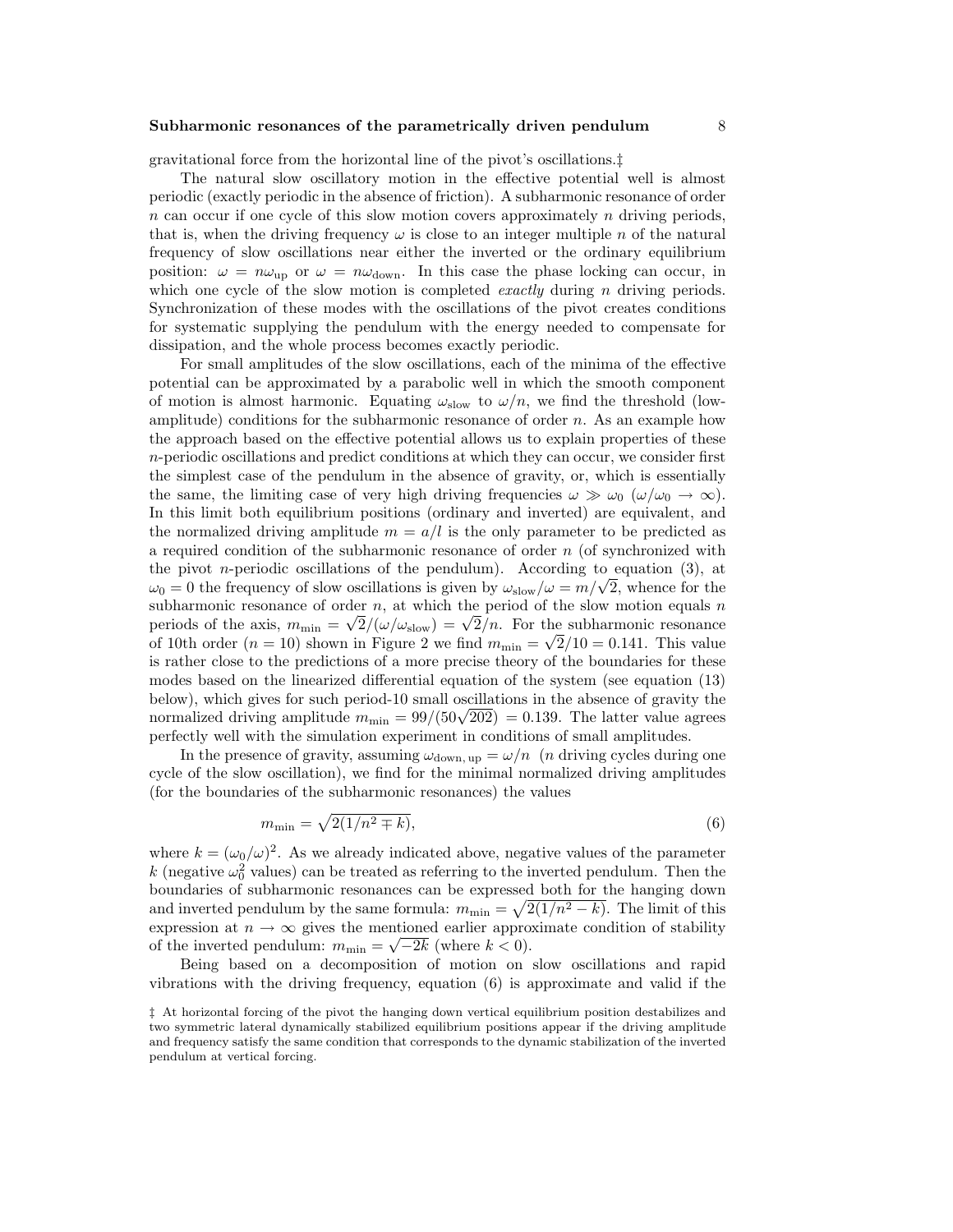gravitational force from the horizontal line of the pivot's oscillations.‡

The natural slow oscillatory motion in the effective potential well is almost periodic (exactly periodic in the absence of friction). A subharmonic resonance of order $n$ can occur if one cycle of this slow motion covers approximately $n$ driving periods, that is, when the driving frequency $\omega$ is close to an integer multiple $n$ of the natural frequency of slow oscillations near either the inverted or the ordinary equilibrium position: $\omega = n\omega_{\rm up}$ or $\omega = n\omega_{\rm down}$. In this case the phase locking can occur, in which one cycle of the slow motion is completed *exactly* during $n$ driving periods. Synchronization of these modes with the oscillations of the pivot creates conditions for systematic supplying the pendulum with the energy needed to compensate for dissipation, and the whole process becomes exactly periodic.

For small amplitudes of the slow oscillations, each of the minima of the effective potential can be approximated by a parabolic well in which the smooth component of motion is almost harmonic. Equating $\omega_{\rm slow}$ to $\omega/n$, we find the threshold (low-amplitude) conditions for the subharmonic resonance of order $n$. As an example how the approach based on the effective potential allows us to explain properties of these $n$-periodic oscillations and predict conditions at which they can occur, we consider first the simplest case of the pendulum in the absence of gravity, or, which is essentially the same, the limiting case of very high driving frequencies $\omega \gg \omega_0$ ($\omega/\omega_0 \to \infty$). In this limit both equilibrium positions (ordinary and inverted) are equivalent, and the normalized driving amplitude $m = a/l$ is the only parameter to be predicted as a required condition of the subharmonic resonance of order $n$ (of synchronized with the pivot $n$-periodic oscillations of the pendulum). According to equation (3), at $\omega_0 = 0$ the frequency of slow oscillations is given by $\omega_{\rm slow}/\omega = m/\sqrt{2}$, whence for the subharmonic resonance of order $n$, at which the period of the slow motion equals $n$ periods of the axis, $m_{\rm min} = \sqrt{2}/(\omega/\omega_{\rm slow}) = \sqrt{2}/n$. For the subharmonic resonance of 10th order ($n = 10$) shown in Figure 2 we find $m_{\rm min} = \sqrt{2}/10 = 0.141$. This value is rather close to the predictions of a more precise theory of the boundaries for these modes based on the linearized differential equation of the system (see equation (13) below), which gives for such period-10 small oscillations in the absence of gravity the normalized driving amplitude $m_{\rm min} = 99/(50\sqrt{202}) = 0.139$. The latter value agrees perfectly well with the simulation experiment in conditions of small amplitudes.

In the presence of gravity, assuming $\omega_{\rm down,\,up} = \omega/n$ ($n$ driving cycles during one cycle of the slow oscillation), we find for the minimal normalized driving amplitudes (for the boundaries of the subharmonic resonances) the values

$$m_{\rm min} = \sqrt{2(1/n^2 \mp k)}, \tag{6}$$

where $k = (\omega_0/\omega)^2$. As we already indicated above, negative values of the parameter $k$ (negative $\omega_0^2$ values) can be treated as referring to the inverted pendulum. Then the boundaries of subharmonic resonances can be expressed both for the hanging down and inverted pendulum by the same formula: $m_{\rm min} = \sqrt{2(1/n^2 - k)}$. The limit of this expression at $n \to \infty$ gives the mentioned earlier approximate condition of stability of the inverted pendulum: $m_{\rm min} = \sqrt{-2k}$ (where $k < 0$).

Being based on a decomposition of motion on slow oscillations and rapid vibrations with the driving frequency, equation (6) is approximate and valid if the

‡ At horizontal forcing of the pivot the hanging down vertical equilibrium position destabilizes and two symmetric lateral dynamically stabilized equilibrium positions appear if the driving amplitude and frequency satisfy the same condition that corresponds to the dynamic stabilization of the inverted pendulum at vertical forcing.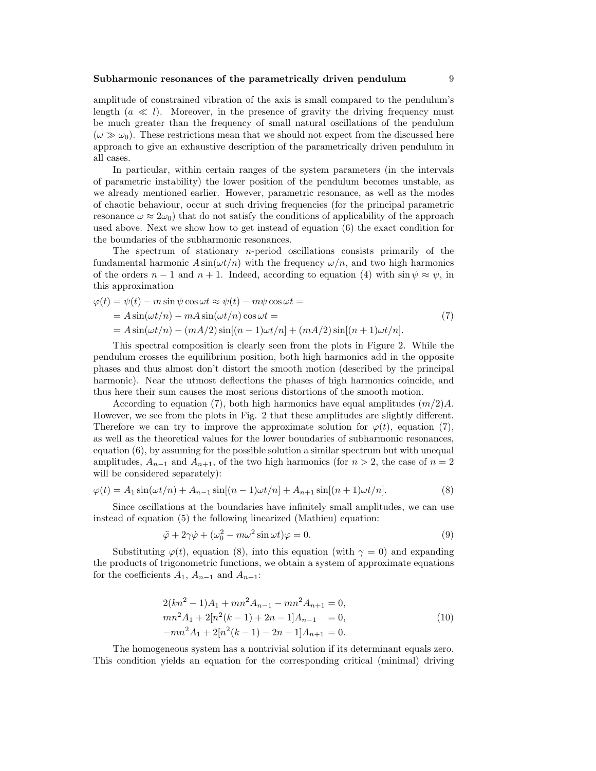amplitude of constrained vibration of the axis is small compared to the pendulum's length ($a \ll l$). Moreover, in the presence of gravity the driving frequency must be much greater than the frequency of small natural oscillations of the pendulum ($\omega \gg \omega_0$). These restrictions mean that we should not expect from the discussed here approach to give an exhaustive description of the parametrically driven pendulum in all cases.

In particular, within certain ranges of the system parameters (in the intervals of parametric instability) the lower position of the pendulum becomes unstable, as we already mentioned earlier. However, parametric resonance, as well as the modes of chaotic behaviour, occur at such driving frequencies (for the principal parametric resonance $\omega \approx 2\omega_0$) that do not satisfy the conditions of applicability of the approach used above. Next we show how to get instead of equation (6) the exact condition for the boundaries of the subharmonic resonances.

The spectrum of stationary $n$-period oscillations consists primarily of the fundamental harmonic $A\sin(\omega t/n)$ with the frequency $\omega/n$, and two high harmonics of the orders $n-1$ and $n+1$. Indeed, according to equation (4) with $\sin\psi \approx \psi$, in this approximation

$$
\begin{aligned}
\varphi(t) &= \psi(t) - m\sin\psi\cos\omega t \approx \psi(t) - m\psi\cos\omega t = \\
&= A\sin(\omega t/n) - mA\sin(\omega t/n)\cos\omega t = \\
&= A\sin(\omega t/n) - (mA/2)\sin[(n-1)\omega t/n] + (mA/2)\sin[(n+1)\omega t/n].
\end{aligned}
\tag{7}
$$

This spectral composition is clearly seen from the plots in Figure 2. While the pendulum crosses the equilibrium position, both high harmonics add in the opposite phases and thus almost don't distort the smooth motion (described by the principal harmonic). Near the utmost deflections the phases of high harmonics coincide, and thus here their sum causes the most serious distortions of the smooth motion.

According to equation (7), both high harmonics have equal amplitudes $(m/2)A$. However, we see from the plots in Fig. 2 that these amplitudes are slightly different. Therefore we can try to improve the approximate solution for $\varphi(t)$, equation (7), as well as the theoretical values for the lower boundaries of subharmonic resonances, equation (6), by assuming for the possible solution a similar spectrum but with unequal amplitudes, $A_{n-1}$ and $A_{n+1}$, of the two high harmonics (for $n > 2$, the case of $n = 2$ will be considered separately):

$$
\varphi(t) = A_1\sin(\omega t/n) + A_{n-1}\sin[(n-1)\omega t/n] + A_{n+1}\sin[(n+1)\omega t/n]. \tag{8}
$$

Since oscillations at the boundaries have infinitely small amplitudes, we can use instead of equation (5) the following linearized (Mathieu) equation:

$$
\ddot{\varphi} + 2\gamma\dot{\varphi} + (\omega_0^2 - m\omega^2\sin\omega t)\varphi = 0. \tag{9}
$$

Substituting $\varphi(t)$, equation (8), into this equation (with $\gamma = 0$) and expanding the products of trigonometric functions, we obtain a system of approximate equations for the coefficients $A_1$, $A_{n-1}$ and $A_{n+1}$:

$$
\begin{aligned}
&2(kn^2-1)A_1 + mn^2A_{n-1} - mn^2A_{n+1} = 0, \\
&mn^2A_1 + 2[n^2(k-1) + 2n - 1]A_{n-1} \quad = 0, \\
&-mn^2A_1 + 2[n^2(k-1) - 2n - 1]A_{n+1} = 0.
\end{aligned}
\tag{10}
$$

The homogeneous system has a nontrivial solution if its determinant equals zero. This condition yields an equation for the corresponding critical (minimal) driving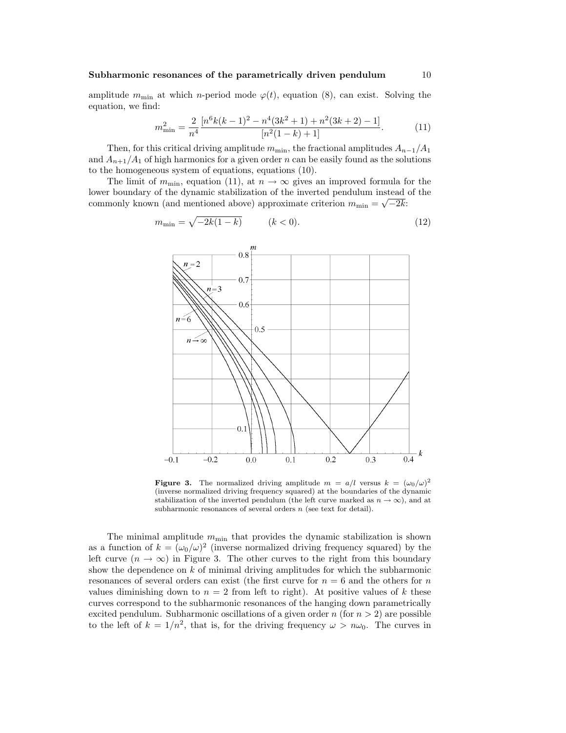amplitude $m_{\min}$ at which $n$-period mode $\varphi(t)$, equation (8), can exist. Solving the equation, we find:

$$m_{\min}^2 = \frac{2}{n^4}\frac{[n^6 k(k-1)^2 - n^4(3k^2+1) + n^2(3k+2) - 1]}{[n^2(1-k)+1]}. \tag{11}$$

Then, for this critical driving amplitude $m_{\min}$, the fractional amplitudes $A_{n-1}/A_1$ and $A_{n+1}/A_1$ of high harmonics for a given order $n$ can be easily found as the solutions to the homogeneous system of equations, equations (10).

The limit of $m_{\min}$, equation (11), at $n \to \infty$ gives an improved formula for the lower boundary of the dynamic stabilization of the inverted pendulum instead of the commonly known (and mentioned above) approximate criterion $m_{\min} = \sqrt{-2k}$:

$$m_{\min} = \sqrt{-2k(1-k)} \qquad (k < 0). \tag{12}$$

**Figure 3.** The normalized driving amplitude $m = a/l$ versus $k = (\omega_0/\omega)^2$ (inverse normalized driving frequency squared) at the boundaries of the dynamic stabilization of the inverted pendulum (the left curve marked as $n \to \infty$), and at subharmonic resonances of several orders $n$ (see text for detail).

The minimal amplitude $m_{\min}$ that provides the dynamic stabilization is shown as a function of $k = (\omega_0/\omega)^2$ (inverse normalized driving frequency squared) by the left curve ($n \to \infty$) in Figure 3. The other curves to the right from this boundary show the dependence on $k$ of minimal driving amplitudes for which the subharmonic resonances of several orders can exist (the first curve for $n = 6$ and the others for $n$ values diminishing down to $n = 2$ from left to right). At positive values of $k$ these curves correspond to the subharmonic resonances of the hanging down parametrically excited pendulum. Subharmonic oscillations of a given order $n$ (for $n > 2$) are possible to the left of $k = 1/n^2$, that is, for the driving frequency $\omega > n\omega_0$. The curves in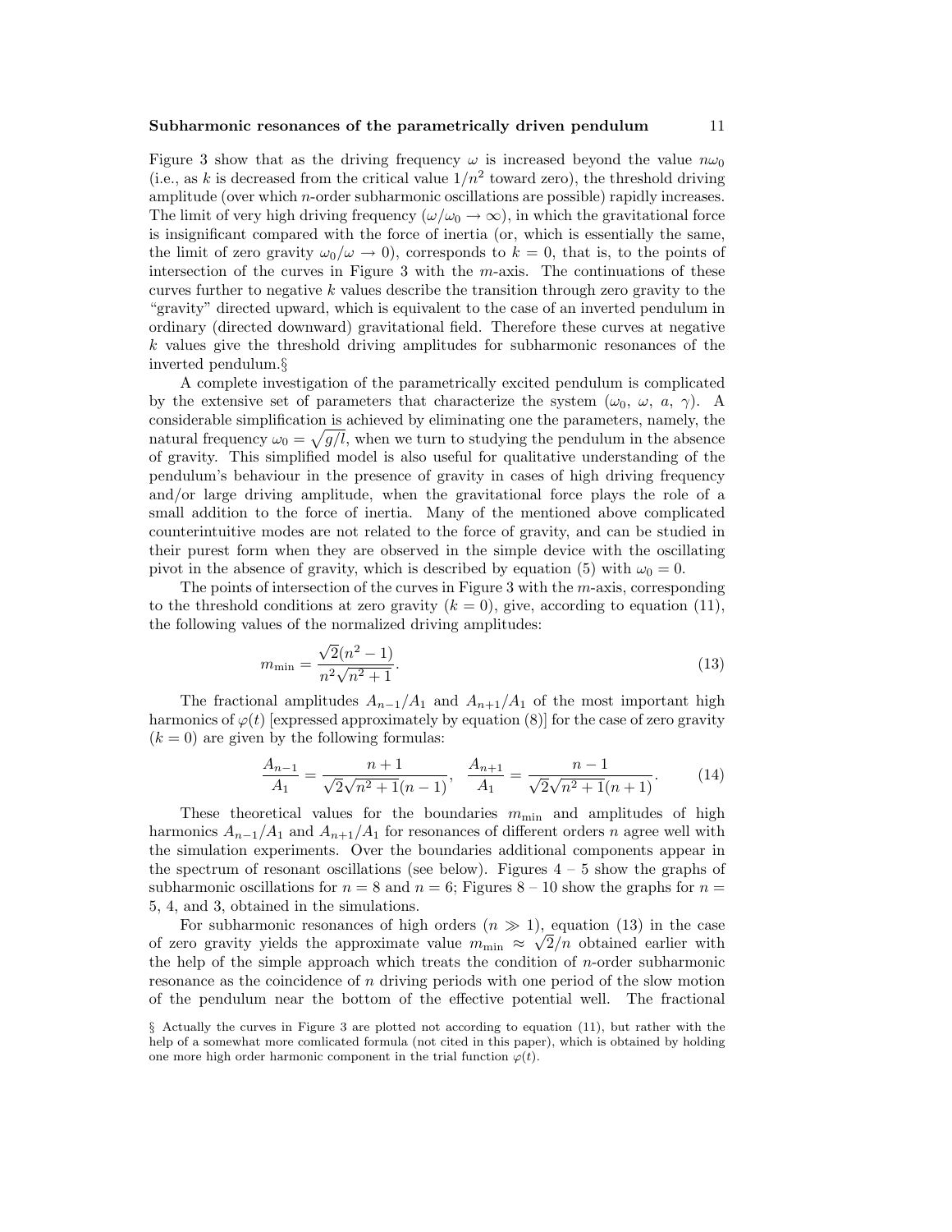Figure 3 show that as the driving frequency $\omega$ is increased beyond the value $n\omega_0$ (i.e., as $k$ is decreased from the critical value $1/n^2$ toward zero), the threshold driving amplitude (over which $n$-order subharmonic oscillations are possible) rapidly increases. The limit of very high driving frequency ($\omega/\omega_0 \to \infty$), in which the gravitational force is insignificant compared with the force of inertia (or, which is essentially the same, the limit of zero gravity $\omega_0/\omega \to 0$), corresponds to $k = 0$, that is, to the points of intersection of the curves in Figure 3 with the $m$-axis. The continuations of these curves further to negative $k$ values describe the transition through zero gravity to the "gravity" directed upward, which is equivalent to the case of an inverted pendulum in ordinary (directed downward) gravitational field. Therefore these curves at negative $k$ values give the threshold driving amplitudes for subharmonic resonances of the inverted pendulum.§

A complete investigation of the parametrically excited pendulum is complicated by the extensive set of parameters that characterize the system ($\omega_0$, $\omega$, $a$, $\gamma$). A considerable simplification is achieved by eliminating one the parameters, namely, the natural frequency $\omega_0 = \sqrt{g/l}$, when we turn to studying the pendulum in the absence of gravity. This simplified model is also useful for qualitative understanding of the pendulum's behaviour in the presence of gravity in cases of high driving frequency and/or large driving amplitude, when the gravitational force plays the role of a small addition to the force of inertia. Many of the mentioned above complicated counterintuitive modes are not related to the force of gravity, and can be studied in their purest form when they are observed in the simple device with the oscillating pivot in the absence of gravity, which is described by equation (5) with $\omega_0 = 0$.

The points of intersection of the curves in Figure 3 with the $m$-axis, corresponding to the threshold conditions at zero gravity ($k = 0$), give, according to equation (11), the following values of the normalized driving amplitudes:

$$m_{\min} = \frac{\sqrt{2}(n^2 - 1)}{n^2\sqrt{n^2 + 1}}. \tag{13}$$

The fractional amplitudes $A_{n-1}/A_1$ and $A_{n+1}/A_1$ of the most important high harmonics of $\varphi(t)$ [expressed approximately by equation (8)] for the case of zero gravity ($k = 0$) are given by the following formulas:

$$\frac{A_{n-1}}{A_1} = \frac{n+1}{\sqrt{2}\sqrt{n^2+1}(n-1)}, \quad \frac{A_{n+1}}{A_1} = \frac{n-1}{\sqrt{2}\sqrt{n^2+1}(n+1)}. \tag{14}$$

These theoretical values for the boundaries $m_{\min}$ and amplitudes of high harmonics $A_{n-1}/A_1$ and $A_{n+1}/A_1$ for resonances of different orders $n$ agree well with the simulation experiments. Over the boundaries additional components appear in the spectrum of resonant oscillations (see below). Figures 4 – 5 show the graphs of subharmonic oscillations for $n = 8$ and $n = 6$; Figures 8 – 10 show the graphs for $n =$ 5, 4, and 3, obtained in the simulations.

For subharmonic resonances of high orders ($n \gg 1$), equation (13) in the case of zero gravity yields the approximate value $m_{\min} \approx \sqrt{2}/n$ obtained earlier with the help of the simple approach which treats the condition of $n$-order subharmonic resonance as the coincidence of $n$ driving periods with one period of the slow motion of the pendulum near the bottom of the effective potential well. The fractional

§ Actually the curves in Figure 3 are plotted not according to equation (11), but rather with the help of a somewhat more comlicated formula (not cited in this paper), which is obtained by holding one more high order harmonic component in the trial function $\varphi(t)$.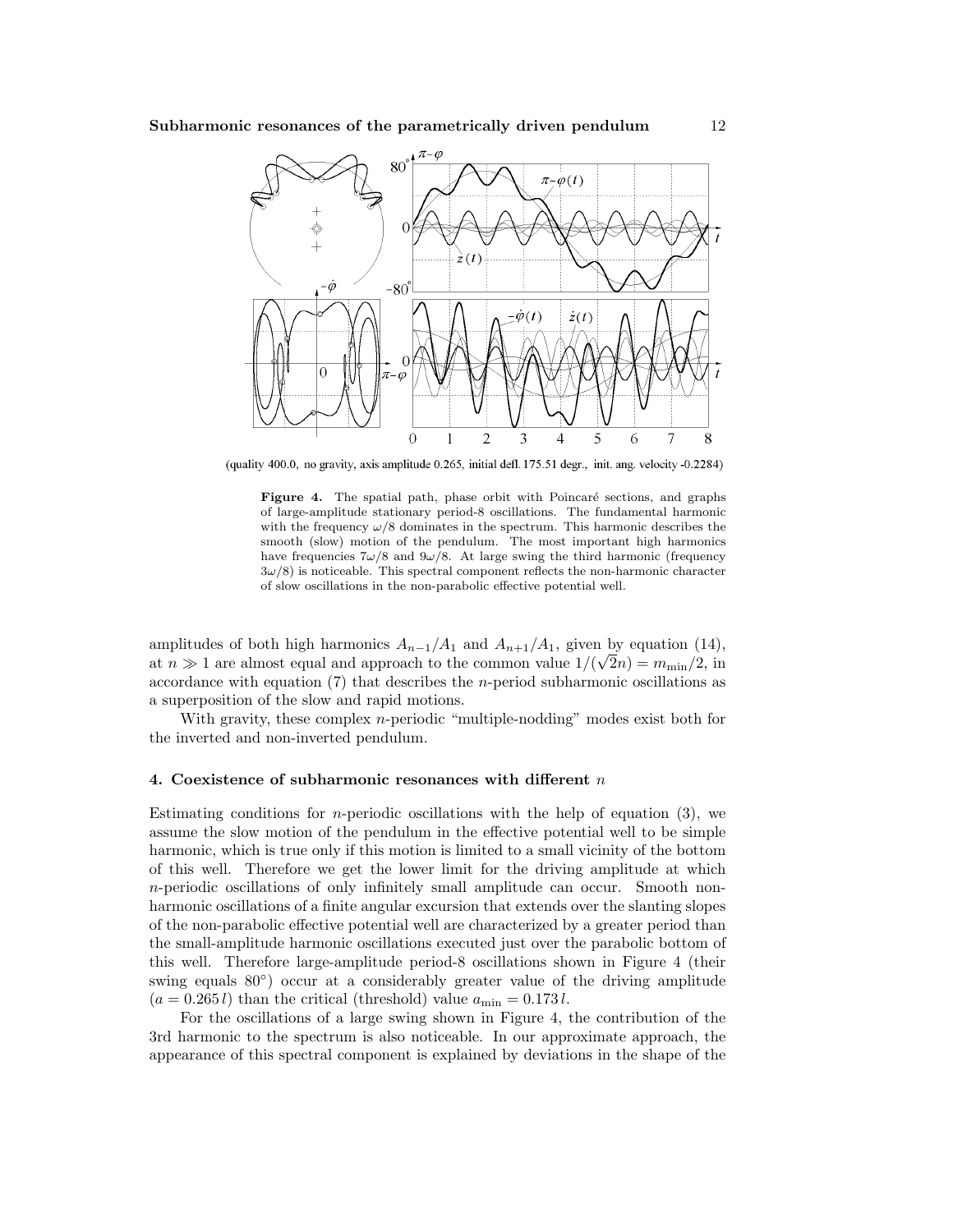(quality 400.0, no gravity, axis amplitude 0.265, initial defl. 175.51 degr., init. ang. velocity -0.2284)

**Figure 4.** The spatial path, phase orbit with Poincaré sections, and graphs of large-amplitude stationary period-8 oscillations. The fundamental harmonic with the frequency $\omega/8$ dominates in the spectrum. This harmonic describes the smooth (slow) motion of the pendulum. The most important high harmonics have frequencies $7\omega/8$ and $9\omega/8$. At large swing the third harmonic (frequency $3\omega/8$) is noticeable. This spectral component reflects the non-harmonic character of slow oscillations in the non-parabolic effective potential well.

amplitudes of both high harmonics $A_{n-1}/A_1$ and $A_{n+1}/A_1$, given by equation (14), at $n \gg 1$ are almost equal and approach to the common value $1/(\sqrt{2}n) = m_{\min}/2$, in accordance with equation (7) that describes the $n$-period subharmonic oscillations as a superposition of the slow and rapid motions.

With gravity, these complex $n$-periodic "multiple-nodding" modes exist both for the inverted and non-inverted pendulum.

## 4. Coexistence of subharmonic resonances with different $n$

Estimating conditions for $n$-periodic oscillations with the help of equation (3), we assume the slow motion of the pendulum in the effective potential well to be simple harmonic, which is true only if this motion is limited to a small vicinity of the bottom of this well. Therefore we get the lower limit for the driving amplitude at which $n$-periodic oscillations of only infinitely small amplitude can occur. Smooth non-harmonic oscillations of a finite angular excursion that extends over the slanting slopes of the non-parabolic effective potential well are characterized by a greater period than the small-amplitude harmonic oscillations executed just over the parabolic bottom of this well. Therefore large-amplitude period-8 oscillations shown in Figure 4 (their swing equals 80°) occur at a considerably greater value of the driving amplitude ($a = 0.265\,l$) than the critical (threshold) value $a_{\min} = 0.173\,l$.

For the oscillations of a large swing shown in Figure 4, the contribution of the 3rd harmonic to the spectrum is also noticeable. In our approximate approach, the appearance of this spectral component is explained by deviations in the shape of the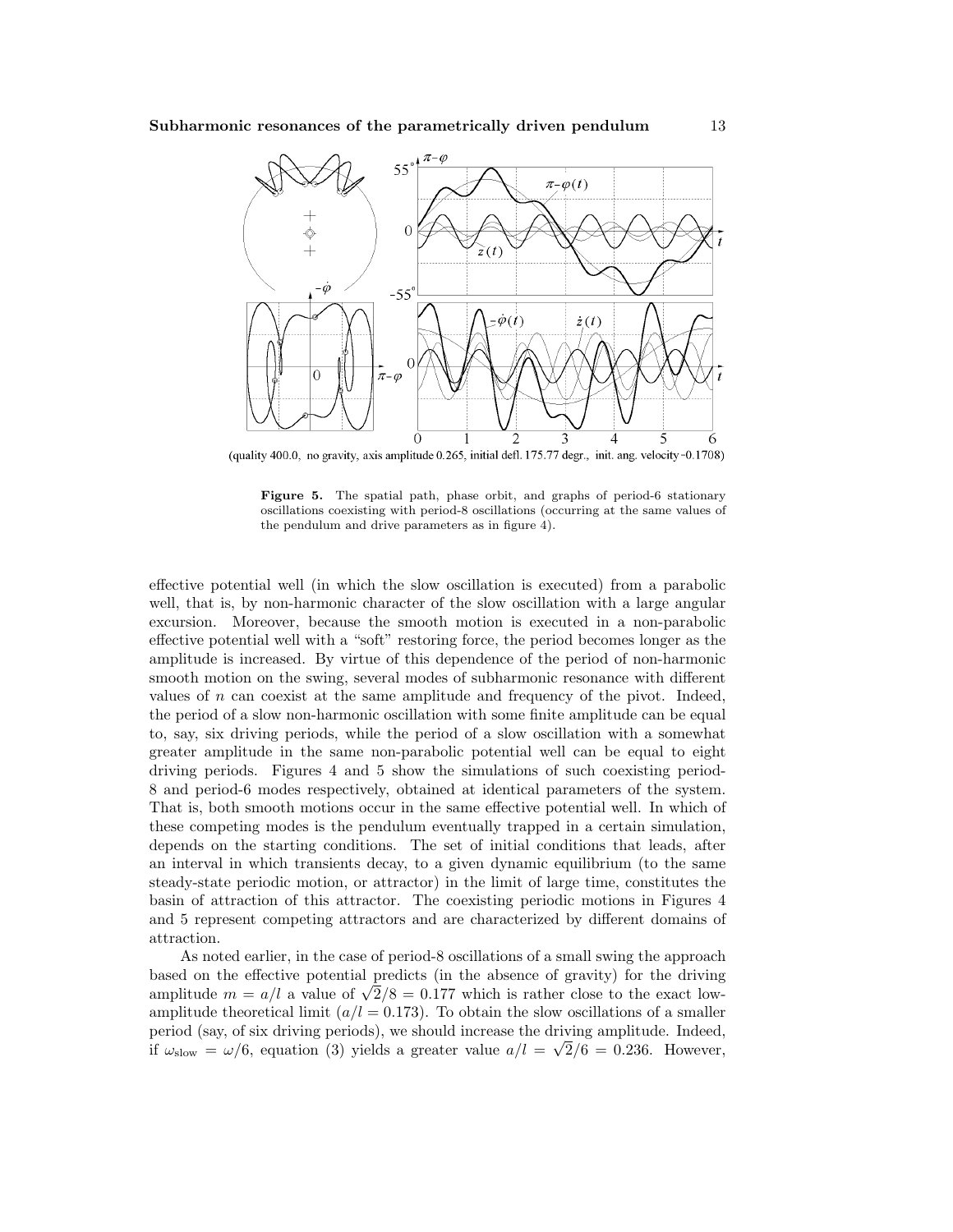55° $\pi-\varphi$

$\pi-\varphi(t)$

0

$z(t)$

-55°

$-\dot{\varphi}$

$-\dot{\varphi}(t)$

$\dot{z}(t)$

0

$\pi-\varphi$

0

$t$

0 1 2 3 4 5 6

(quality 400.0, no gravity, axis amplitude 0.265, initial defl. 175.77 degr., init. ang. velocity -0.1708)

**Figure 5.** The spatial path, phase orbit, and graphs of period-6 stationary oscillations coexisting with period-8 oscillations (occurring at the same values of the pendulum and drive parameters as in figure 4).

effective potential well (in which the slow oscillation is executed) from a parabolic well, that is, by non-harmonic character of the slow oscillation with a large angular excursion. Moreover, because the smooth motion is executed in a non-parabolic effective potential well with a "soft" restoring force, the period becomes longer as the amplitude is increased. By virtue of this dependence of the period of non-harmonic smooth motion on the swing, several modes of subharmonic resonance with different values of $n$ can coexist at the same amplitude and frequency of the pivot. Indeed, the period of a slow non-harmonic oscillation with some finite amplitude can be equal to, say, six driving periods, while the period of a slow oscillation with a somewhat greater amplitude in the same non-parabolic potential well can be equal to eight driving periods. Figures 4 and 5 show the simulations of such coexisting period-8 and period-6 modes respectively, obtained at identical parameters of the system. That is, both smooth motions occur in the same effective potential well. In which of these competing modes is the pendulum eventually trapped in a certain simulation, depends on the starting conditions. The set of initial conditions that leads, after an interval in which transients decay, to a given dynamic equilibrium (to the same steady-state periodic motion, or attractor) in the limit of large time, constitutes the basin of attraction of this attractor. The coexisting periodic motions in Figures 4 and 5 represent competing attractors and are characterized by different domains of attraction.

As noted earlier, in the case of period-8 oscillations of a small swing the approach based on the effective potential predicts (in the absence of gravity) for the driving amplitude $m = a/l$ a value of $\sqrt{2}/8 = 0.177$ which is rather close to the exact low-amplitude theoretical limit ($a/l = 0.173$). To obtain the slow oscillations of a smaller period (say, of six driving periods), we should increase the driving amplitude. Indeed, if $\omega_{\text{slow}} = \omega/6$, equation (3) yields a greater value $a/l = \sqrt{2}/6 = 0.236$. However,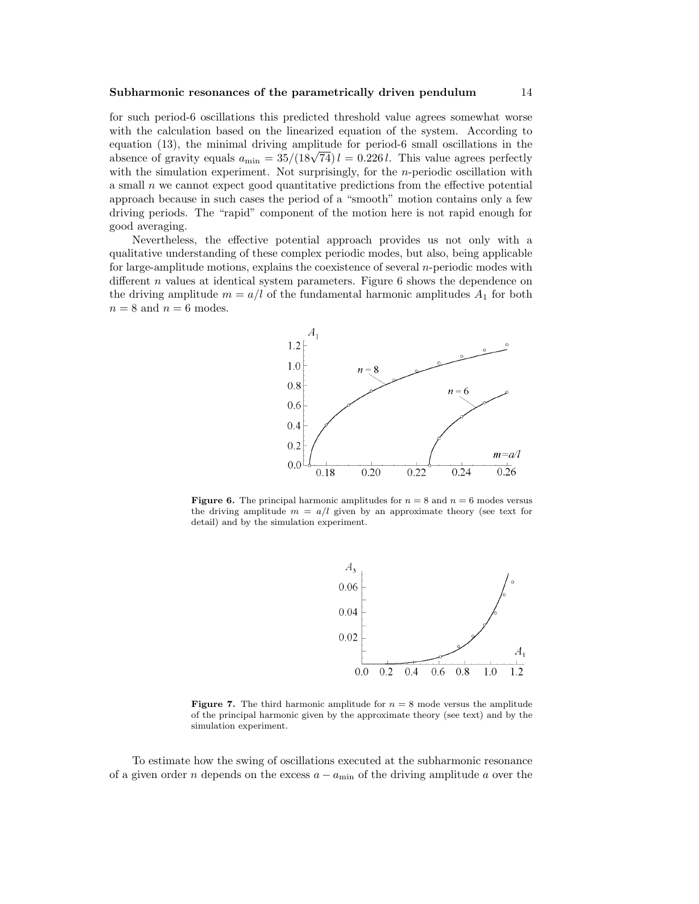for such period-6 oscillations this predicted threshold value agrees somewhat worse with the calculation based on the linearized equation of the system. According to equation (13), the minimal driving amplitude for period-6 small oscillations in the absence of gravity equals $a_{\rm min} = 35/(18\sqrt{74})\, l = 0.226\, l$. This value agrees perfectly with the simulation experiment. Not surprisingly, for the $n$-periodic oscillation with a small $n$ we cannot expect good quantitative predictions from the effective potential approach because in such cases the period of a "smooth" motion contains only a few driving periods. The "rapid" component of the motion here is not rapid enough for good averaging.

Nevertheless, the effective potential approach provides us not only with a qualitative understanding of these complex periodic modes, but also, being applicable for large-amplitude motions, explains the coexistence of several $n$-periodic modes with different $n$ values at identical system parameters. Figure 6 shows the dependence on the driving amplitude $m = a/l$ of the fundamental harmonic amplitudes $A_1$ for both $n = 8$ and $n = 6$ modes.

**Figure 6.** The principal harmonic amplitudes for $n = 8$ and $n = 6$ modes versus the driving amplitude $m = a/l$ given by an approximate theory (see text for detail) and by the simulation experiment.

**Figure 7.** The third harmonic amplitude for $n = 8$ mode versus the amplitude of the principal harmonic given by the approximate theory (see text) and by the simulation experiment.

To estimate how the swing of oscillations executed at the subharmonic resonance of a given order $n$ depends on the excess $a - a_{\rm min}$ of the driving amplitude $a$ over the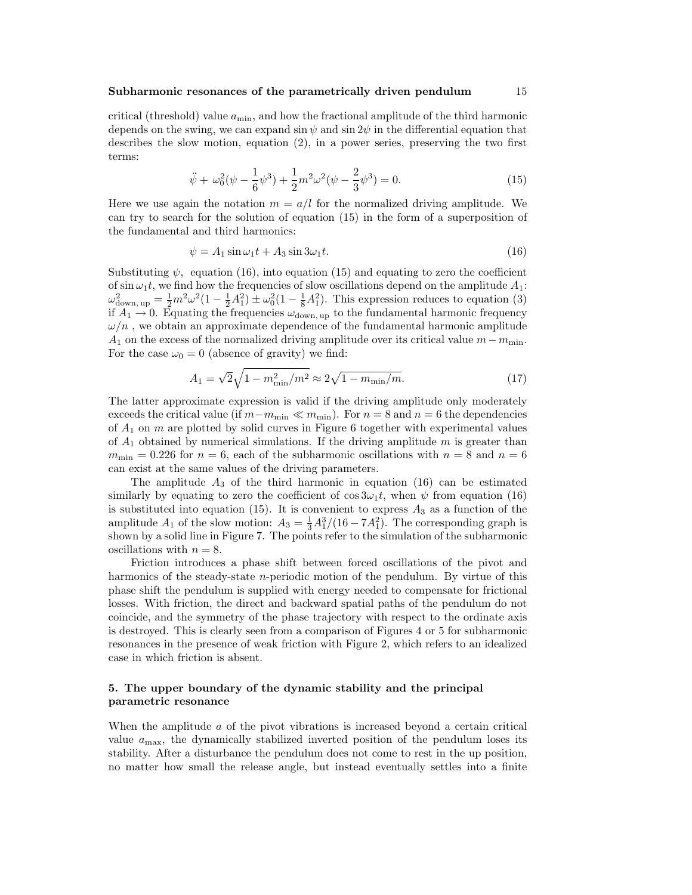critical (threshold) value $a_{\min}$, and how the fractional amplitude of the third harmonic depends on the swing, we can expand $\sin\psi$ and $\sin 2\psi$ in the differential equation that describes the slow motion, equation (2), in a power series, preserving the two first terms:

$$\ddot{\psi} + \omega_0^2(\psi - \frac{1}{6}\psi^3) + \frac{1}{2}m^2\omega^2(\psi - \frac{2}{3}\psi^3) = 0. \tag{15}$$

Here we use again the notation $m = a/l$ for the normalized driving amplitude. We can try to search for the solution of equation (15) in the form of a superposition of the fundamental and third harmonics:

$$\psi = A_1 \sin\omega_1 t + A_3 \sin 3\omega_1 t. \tag{16}$$

Substituting $\psi$, equation (16), into equation (15) and equating to zero the coefficient of $\sin\omega_1 t$, we find how the frequencies of slow oscillations depend on the amplitude $A_1$: $\omega^2_{\text{down, up}} = \frac{1}{2}m^2\omega^2(1 - \frac{1}{2}A_1^2) \pm \omega_0^2(1 - \frac{1}{8}A_1^2)$. This expression reduces to equation (3) if $A_1 \to 0$. Equating the frequencies $\omega_{\text{down, up}}$ to the fundamental harmonic frequency $\omega/n$ , we obtain an approximate dependence of the fundamental harmonic amplitude $A_1$ on the excess of the normalized driving amplitude over its critical value $m - m_{\min}$. For the case $\omega_0 = 0$ (absence of gravity) we find:

$$A_1 = \sqrt{2}\sqrt{1 - m^2_{\min}/m^2} \approx 2\sqrt{1 - m_{\min}/m}. \tag{17}$$

The latter approximate expression is valid if the driving amplitude only moderately exceeds the critical value (if $m - m_{\min} \ll m_{\min}$). For $n = 8$ and $n = 6$ the dependencies of $A_1$ on $m$ are plotted by solid curves in Figure 6 together with experimental values of $A_1$ obtained by numerical simulations. If the driving amplitude $m$ is greater than $m_{\min} = 0.226$ for $n = 6$, each of the subharmonic oscillations with $n = 8$ and $n = 6$ can exist at the same values of the driving parameters.

The amplitude $A_3$ of the third harmonic in equation (16) can be estimated similarly by equating to zero the coefficient of $\cos 3\omega_1 t$, when $\psi$ from equation (16) is substituted into equation (15). It is convenient to express $A_3$ as a function of the amplitude $A_1$ of the slow motion: $A_3 = \frac{1}{3}A_1^3/(16 - 7A_1^2)$. The corresponding graph is shown by a solid line in Figure 7. The points refer to the simulation of the subharmonic oscillations with $n = 8$.

Friction introduces a phase shift between forced oscillations of the pivot and harmonics of the steady-state $n$-periodic motion of the pendulum. By virtue of this phase shift the pendulum is supplied with energy needed to compensate for frictional losses. With friction, the direct and backward spatial paths of the pendulum do not coincide, and the symmetry of the phase trajectory with respect to the ordinate axis is destroyed. This is clearly seen from a comparison of Figures 4 or 5 for subharmonic resonances in the presence of weak friction with Figure 2, which refers to an idealized case in which friction is absent.

## 5. The upper boundary of the dynamic stability and the principal parametric resonance

When the amplitude $a$ of the pivot vibrations is increased beyond a certain critical value $a_{\max}$, the dynamically stabilized inverted position of the pendulum loses its stability. After a disturbance the pendulum does not come to rest in the up position, no matter how small the release angle, but instead eventually settles into a finite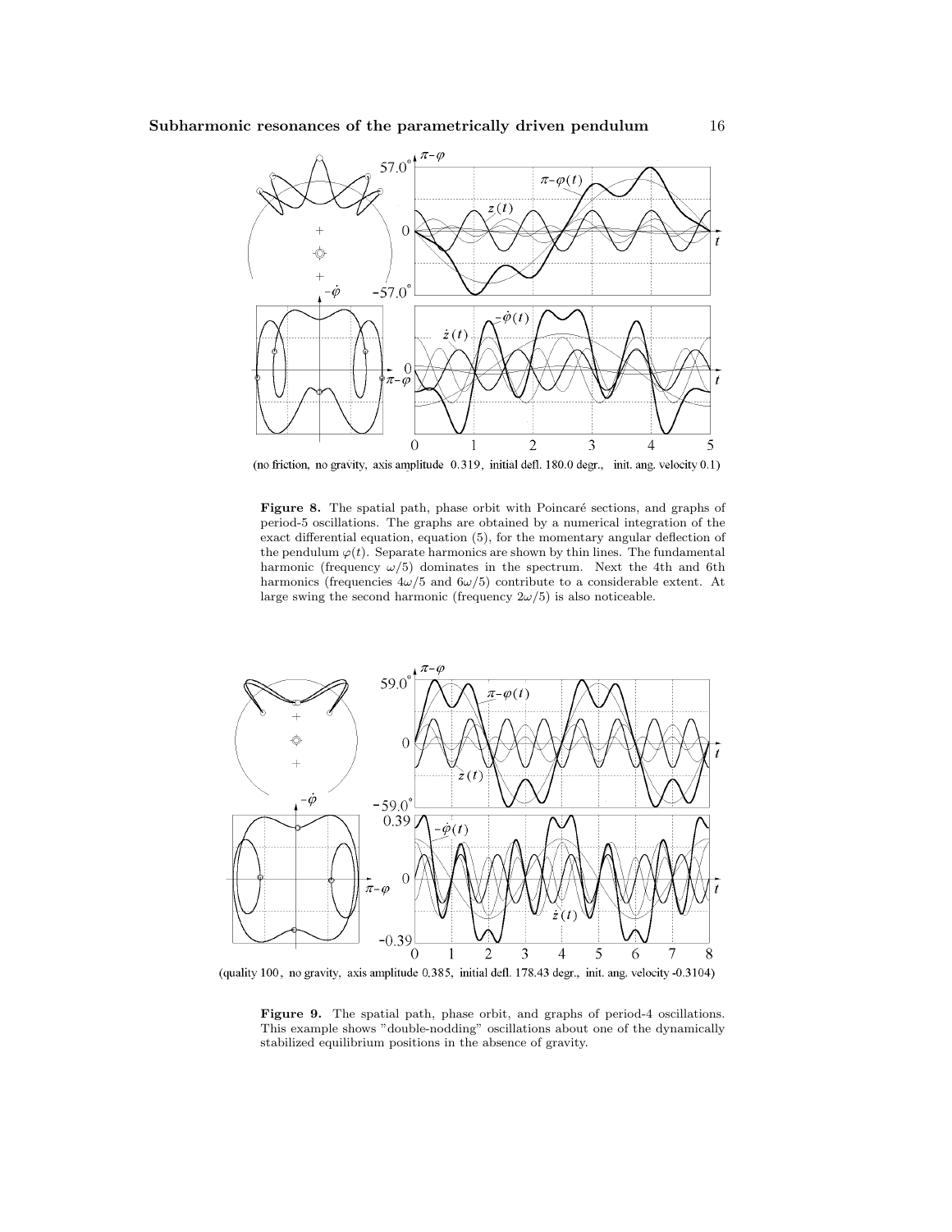(no friction, no gravity, axis amplitude 0.319, initial defl. 180.0 degr., init. ang. velocity 0.1)

**Figure 8.** The spatial path, phase orbit with Poincaré sections, and graphs of period-5 oscillations. The graphs are obtained by a numerical integration of the exact differential equation, equation (5), for the momentary angular deflection of the pendulum $\varphi(t)$. Separate harmonics are shown by thin lines. The fundamental harmonic (frequency $\omega/5$) dominates in the spectrum. Next the 4th and 6th harmonics (frequencies $4\omega/5$ and $6\omega/5$) contribute to a considerable extent. At large swing the second harmonic (frequency $2\omega/5$) is also noticeable.

(quality 100, no gravity, axis amplitude 0.385, initial defl. 178.43 degr., init. ang. velocity -0.3104)

**Figure 9.** The spatial path, phase orbit, and graphs of period-4 oscillations. This example shows "double-nodding" oscillations about one of the dynamically stabilized equilibrium positions in the absence of gravity.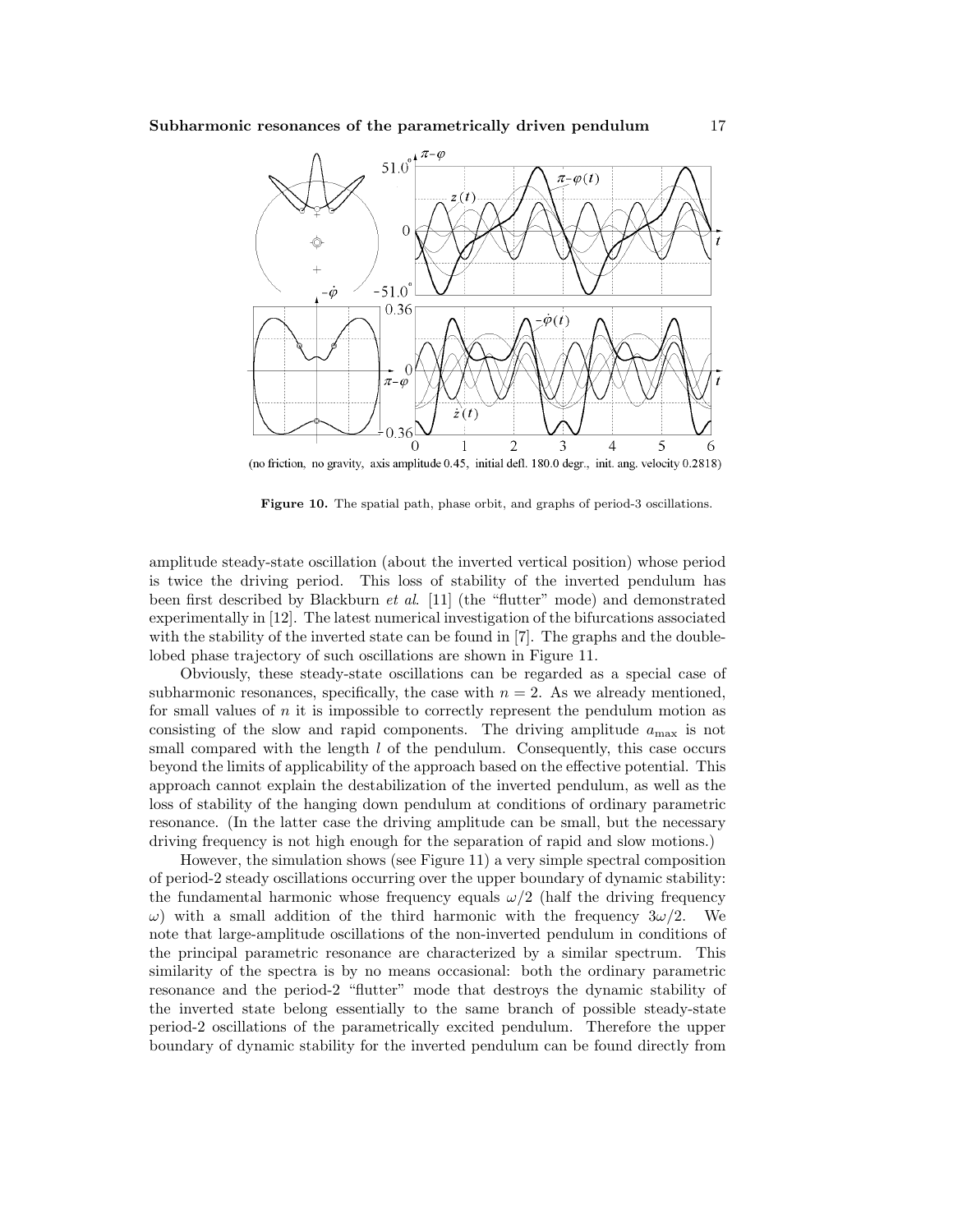(no friction, no gravity, axis amplitude 0.45, initial defl. 180.0 degr., init. ang. velocity 0.2818)

**Figure 10.** The spatial path, phase orbit, and graphs of period-3 oscillations.

amplitude steady-state oscillation (about the inverted vertical position) whose period is twice the driving period. This loss of stability of the inverted pendulum has been first described by Blackburn *et al.* [11] (the "flutter" mode) and demonstrated experimentally in [12]. The latest numerical investigation of the bifurcations associated with the stability of the inverted state can be found in [7]. The graphs and the double-lobed phase trajectory of such oscillations are shown in Figure 11.

Obviously, these steady-state oscillations can be regarded as a special case of subharmonic resonances, specifically, the case with $n = 2$. As we already mentioned, for small values of $n$ it is impossible to correctly represent the pendulum motion as consisting of the slow and rapid components. The driving amplitude $a_{\max}$ is not small compared with the length $l$ of the pendulum. Consequently, this case occurs beyond the limits of applicability of the approach based on the effective potential. This approach cannot explain the destabilization of the inverted pendulum, as well as the loss of stability of the hanging down pendulum at conditions of ordinary parametric resonance. (In the latter case the driving amplitude can be small, but the necessary driving frequency is not high enough for the separation of rapid and slow motions.)

However, the simulation shows (see Figure 11) a very simple spectral composition of period-2 steady oscillations occurring over the upper boundary of dynamic stability: the fundamental harmonic whose frequency equals $\omega/2$ (half the driving frequency $\omega$) with a small addition of the third harmonic with the frequency $3\omega/2$. We note that large-amplitude oscillations of the non-inverted pendulum in conditions of the principal parametric resonance are characterized by a similar spectrum. This similarity of the spectra is by no means occasional: both the ordinary parametric resonance and the period-2 "flutter" mode that destroys the dynamic stability of the inverted state belong essentially to the same branch of possible steady-state period-2 oscillations of the parametrically excited pendulum. Therefore the upper boundary of dynamic stability for the inverted pendulum can be found directly from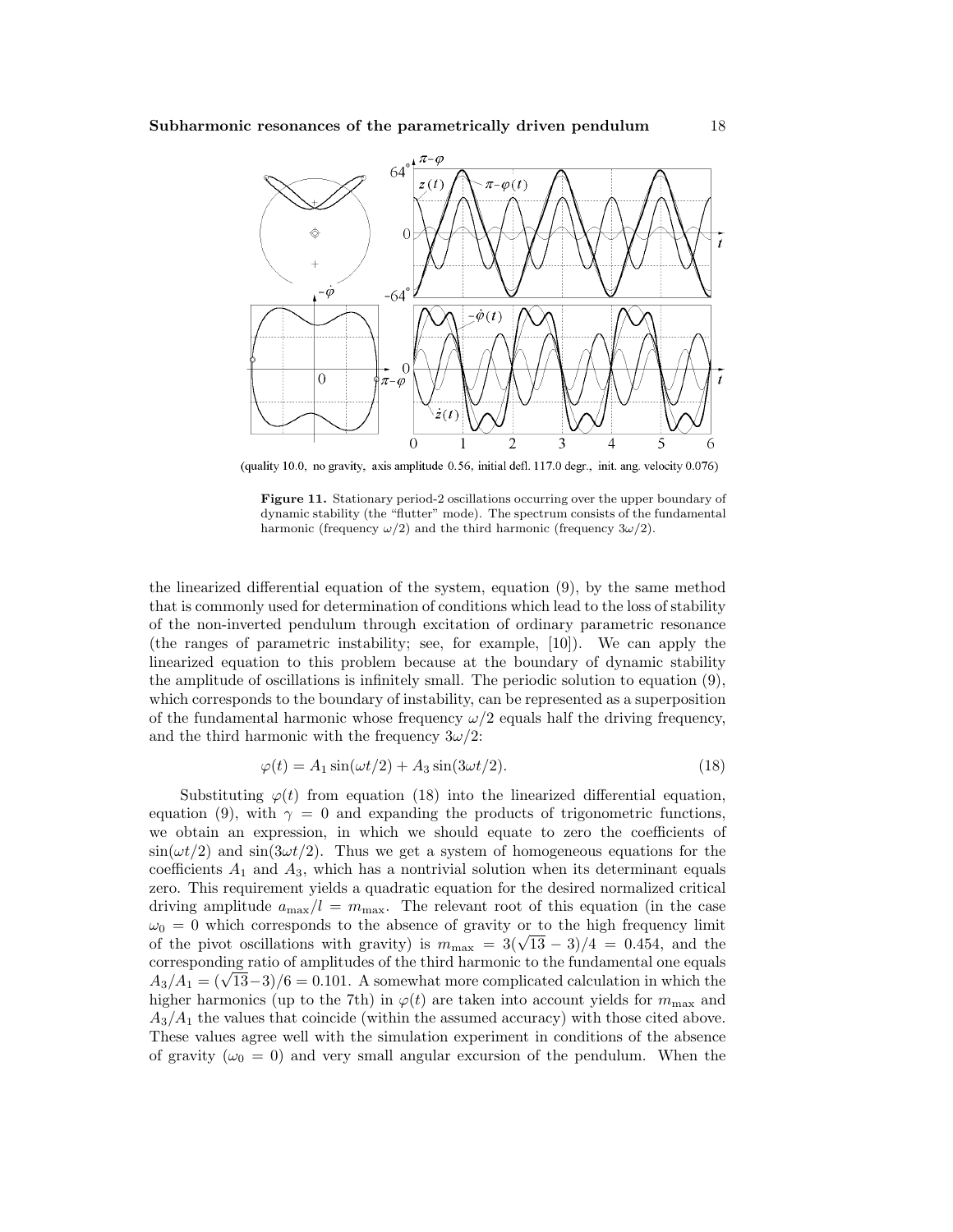(quality 10.0, no gravity, axis amplitude 0.56, initial defl. 117.0 degr., init. ang. velocity 0.076)

**Figure 11.** Stationary period-2 oscillations occurring over the upper boundary of dynamic stability (the "flutter" mode). The spectrum consists of the fundamental harmonic (frequency $\omega/2$) and the third harmonic (frequency $3\omega/2$).

the linearized differential equation of the system, equation (9), by the same method that is commonly used for determination of conditions which lead to the loss of stability of the non-inverted pendulum through excitation of ordinary parametric resonance (the ranges of parametric instability; see, for example, [10]). We can apply the linearized equation to this problem because at the boundary of dynamic stability the amplitude of oscillations is infinitely small. The periodic solution to equation (9), which corresponds to the boundary of instability, can be represented as a superposition of the fundamental harmonic whose frequency $\omega/2$ equals half the driving frequency, and the third harmonic with the frequency $3\omega/2$:

$$\varphi(t) = A_1 \sin(\omega t/2) + A_3 \sin(3\omega t/2). \tag{18}$$

Substituting $\varphi(t)$ from equation (18) into the linearized differential equation, equation (9), with $\gamma = 0$ and expanding the products of trigonometric functions, we obtain an expression, in which we should equate to zero the coefficients of $\sin(\omega t/2)$ and $\sin(3\omega t/2)$. Thus we get a system of homogeneous equations for the coefficients $A_1$ and $A_3$, which has a nontrivial solution when its determinant equals zero. This requirement yields a quadratic equation for the desired normalized critical driving amplitude $a_{\max}/l = m_{\max}$. The relevant root of this equation (in the case $\omega_0 = 0$ which corresponds to the absence of gravity or to the high frequency limit of the pivot oscillations with gravity) is $m_{\max} = 3(\sqrt{13} - 3)/4 = 0.454$, and the corresponding ratio of amplitudes of the third harmonic to the fundamental one equals $A_3/A_1 = (\sqrt{13}-3)/6 = 0.101$. A somewhat more complicated calculation in which the higher harmonics (up to the 7th) in $\varphi(t)$ are taken into account yields for $m_{\max}$ and $A_3/A_1$ the values that coincide (within the assumed accuracy) with those cited above. These values agree well with the simulation experiment in conditions of the absence of gravity ($\omega_0 = 0$) and very small angular excursion of the pendulum. When the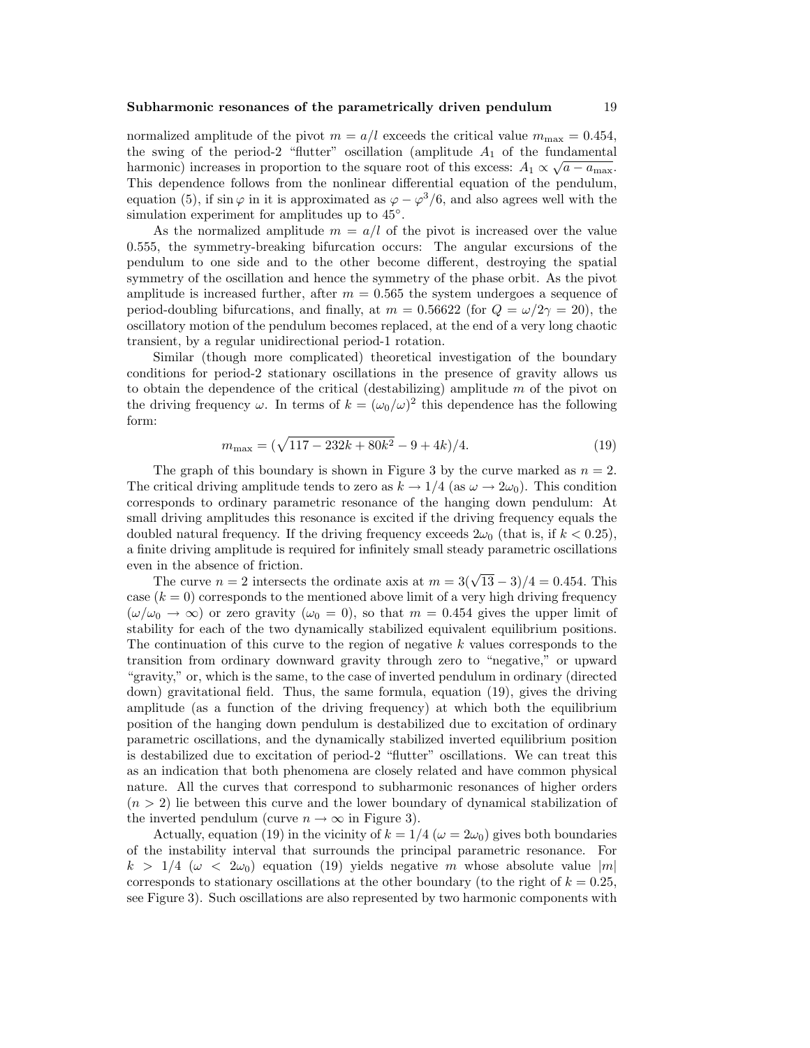normalized amplitude of the pivot $m = a/l$ exceeds the critical value $m_{\max} = 0.454$, the swing of the period-2 "flutter" oscillation (amplitude $A_1$ of the fundamental harmonic) increases in proportion to the square root of this excess: $A_1 \propto \sqrt{a - a_{\max}}$. This dependence follows from the nonlinear differential equation of the pendulum, equation (5), if $\sin\varphi$ in it is approximated as $\varphi - \varphi^3/6$, and also agrees well with the simulation experiment for amplitudes up to 45°.

As the normalized amplitude $m = a/l$ of the pivot is increased over the value 0.555, the symmetry-breaking bifurcation occurs: The angular excursions of the pendulum to one side and to the other become different, destroying the spatial symmetry of the oscillation and hence the symmetry of the phase orbit. As the pivot amplitude is increased further, after $m = 0.565$ the system undergoes a sequence of period-doubling bifurcations, and finally, at $m = 0.56622$ (for $Q = \omega/2\gamma = 20$), the oscillatory motion of the pendulum becomes replaced, at the end of a very long chaotic transient, by a regular unidirectional period-1 rotation.

Similar (though more complicated) theoretical investigation of the boundary conditions for period-2 stationary oscillations in the presence of gravity allows us to obtain the dependence of the critical (destabilizing) amplitude $m$ of the pivot on the driving frequency $\omega$. In terms of $k = (\omega_0/\omega)^2$ this dependence has the following form:

$$m_{\max} = (\sqrt{117 - 232k + 80k^2} - 9 + 4k)/4. \tag{19}$$

The graph of this boundary is shown in Figure 3 by the curve marked as $n = 2$. The critical driving amplitude tends to zero as $k \to 1/4$ (as $\omega \to 2\omega_0$). This condition corresponds to ordinary parametric resonance of the hanging down pendulum: At small driving amplitudes this resonance is excited if the driving frequency equals the doubled natural frequency. If the driving frequency exceeds $2\omega_0$ (that is, if $k < 0.25$), a finite driving amplitude is required for infinitely small steady parametric oscillations even in the absence of friction.

The curve $n = 2$ intersects the ordinate axis at $m = 3(\sqrt{13} - 3)/4 = 0.454$. This case ($k = 0$) corresponds to the mentioned above limit of a very high driving frequency ($\omega/\omega_0 \to \infty$) or zero gravity ($\omega_0 = 0$), so that $m = 0.454$ gives the upper limit of stability for each of the two dynamically stabilized equivalent equilibrium positions. The continuation of this curve to the region of negative $k$ values corresponds to the transition from ordinary downward gravity through zero to "negative," or upward "gravity," or, which is the same, to the case of inverted pendulum in ordinary (directed down) gravitational field. Thus, the same formula, equation (19), gives the driving amplitude (as a function of the driving frequency) at which both the equilibrium position of the hanging down pendulum is destabilized due to excitation of ordinary parametric oscillations, and the dynamically stabilized inverted equilibrium position is destabilized due to excitation of period-2 "flutter" oscillations. We can treat this as an indication that both phenomena are closely related and have common physical nature. All the curves that correspond to subharmonic resonances of higher orders ($n > 2$) lie between this curve and the lower boundary of dynamical stabilization of the inverted pendulum (curve $n \to \infty$ in Figure 3).

Actually, equation (19) in the vicinity of $k = 1/4$ ($\omega = 2\omega_0$) gives both boundaries of the instability interval that surrounds the principal parametric resonance. For $k > 1/4$ ($\omega < 2\omega_0$) equation (19) yields negative $m$ whose absolute value $|m|$ corresponds to stationary oscillations at the other boundary (to the right of $k = 0.25$, see Figure 3). Such oscillations are also represented by two harmonic components with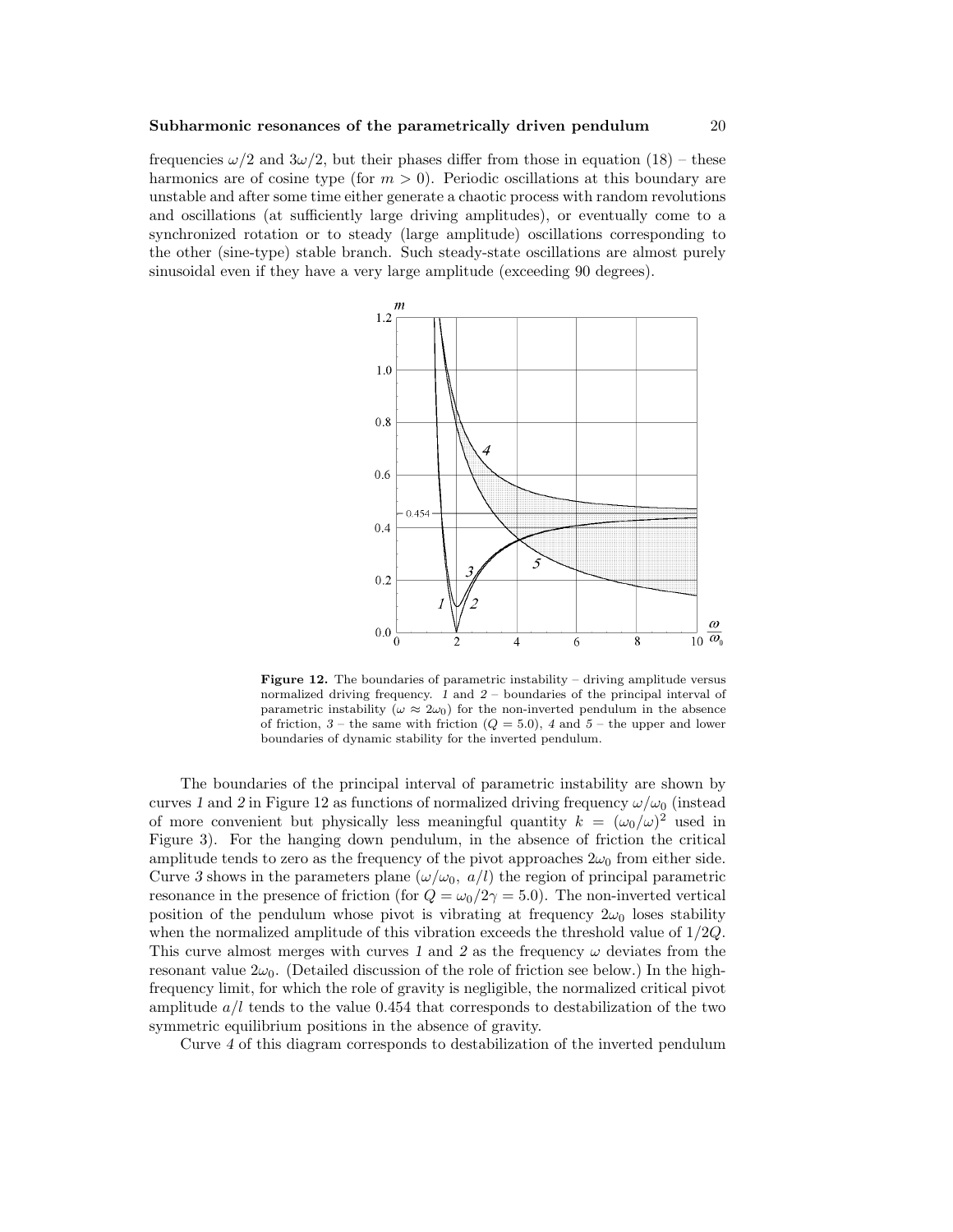frequencies $\omega/2$ and $3\omega/2$, but their phases differ from those in equation (18) – these harmonics are of cosine type (for $m > 0$). Periodic oscillations at this boundary are unstable and after some time either generate a chaotic process with random revolutions and oscillations (at sufficiently large driving amplitudes), or eventually come to a synchronized rotation or to steady (large amplitude) oscillations corresponding to the other (sine-type) stable branch. Such steady-state oscillations are almost purely sinusoidal even if they have a very large amplitude (exceeding 90 degrees).

**Figure 12.** The boundaries of parametric instability – driving amplitude versus normalized driving frequency. *1* and *2* – boundaries of the principal interval of parametric instability ($\omega \approx 2\omega_0$) for the non-inverted pendulum in the absence of friction, *3* – the same with friction ($Q = 5.0$), *4* and *5* – the upper and lower boundaries of dynamic stability for the inverted pendulum.

The boundaries of the principal interval of parametric instability are shown by curves *1* and *2* in Figure 12 as functions of normalized driving frequency $\omega/\omega_0$ (instead of more convenient but physically less meaningful quantity $k = (\omega_0/\omega)^2$ used in Figure 3). For the hanging down pendulum, in the absence of friction the critical amplitude tends to zero as the frequency of the pivot approaches $2\omega_0$ from either side. Curve *3* shows in the parameters plane ($\omega/\omega_0$, $a/l$) the region of principal parametric resonance in the presence of friction (for $Q = \omega_0/2\gamma = 5.0$). The non-inverted vertical position of the pendulum whose pivot is vibrating at frequency $2\omega_0$ loses stability when the normalized amplitude of this vibration exceeds the threshold value of $1/2Q$. This curve almost merges with curves *1* and *2* as the frequency $\omega$ deviates from the resonant value $2\omega_0$. (Detailed discussion of the role of friction see below.) In the high-frequency limit, for which the role of gravity is negligible, the normalized critical pivot amplitude $a/l$ tends to the value 0.454 that corresponds to destabilization of the two symmetric equilibrium positions in the absence of gravity.

Curve *4* of this diagram corresponds to destabilization of the inverted pendulum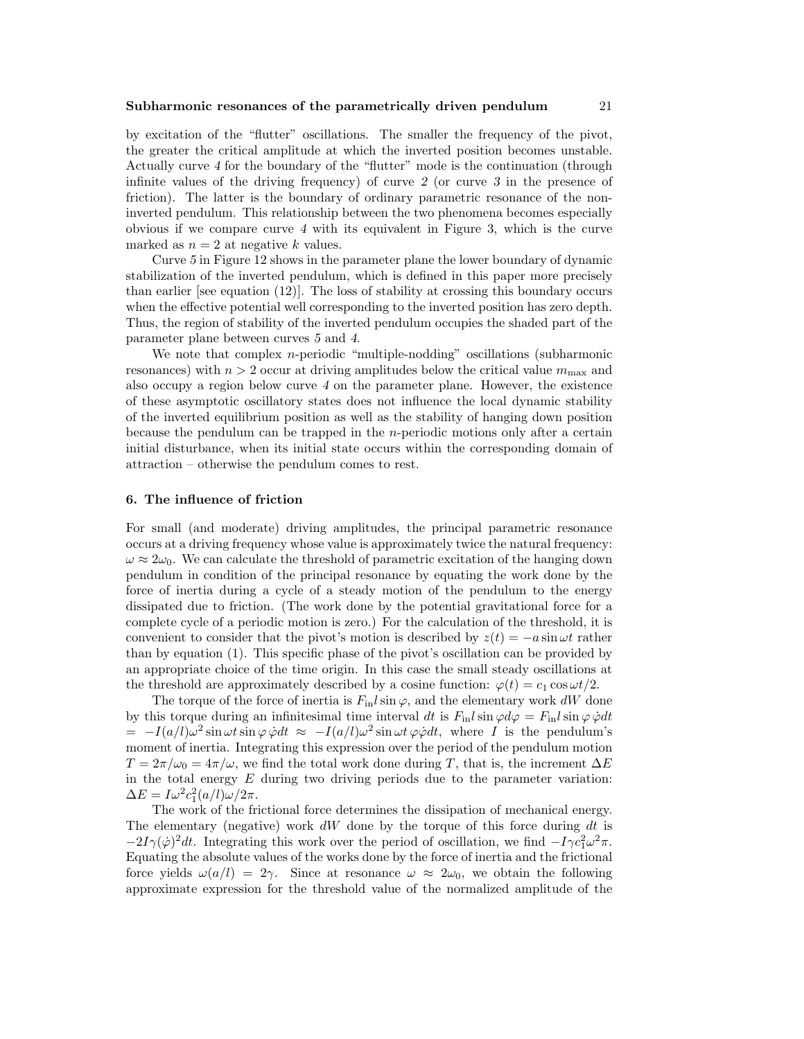by excitation of the "flutter" oscillations. The smaller the frequency of the pivot, the greater the critical amplitude at which the inverted position becomes unstable. Actually curve *4* for the boundary of the "flutter" mode is the continuation (through infinite values of the driving frequency) of curve *2* (or curve *3* in the presence of friction). The latter is the boundary of ordinary parametric resonance of the non-inverted pendulum. This relationship between the two phenomena becomes especially obvious if we compare curve *4* with its equivalent in Figure 3, which is the curve marked as $n = 2$ at negative $k$ values.

Curve *5* in Figure 12 shows in the parameter plane the lower boundary of dynamic stabilization of the inverted pendulum, which is defined in this paper more precisely than earlier [see equation (12)]. The loss of stability at crossing this boundary occurs when the effective potential well corresponding to the inverted position has zero depth. Thus, the region of stability of the inverted pendulum occupies the shaded part of the parameter plane between curves *5* and *4*.

We note that complex $n$-periodic "multiple-nodding" oscillations (subharmonic resonances) with $n > 2$ occur at driving amplitudes below the critical value $m_{\max}$ and also occupy a region below curve *4* on the parameter plane. However, the existence of these asymptotic oscillatory states does not influence the local dynamic stability of the inverted equilibrium position as well as the stability of hanging down position because the pendulum can be trapped in the $n$-periodic motions only after a certain initial disturbance, when its initial state occurs within the corresponding domain of attraction – otherwise the pendulum comes to rest.

## 6. The influence of friction

For small (and moderate) driving amplitudes, the principal parametric resonance occurs at a driving frequency whose value is approximately twice the natural frequency: $\omega \approx 2\omega_0$. We can calculate the threshold of parametric excitation of the hanging down pendulum in condition of the principal resonance by equating the work done by the force of inertia during a cycle of a steady motion of the pendulum to the energy dissipated due to friction. (The work done by the potential gravitational force for a complete cycle of a periodic motion is zero.) For the calculation of the threshold, it is convenient to consider that the pivot's motion is described by $z(t) = -a \sin \omega t$ rather than by equation (1). This specific phase of the pivot's oscillation can be provided by an appropriate choice of the time origin. In this case the small steady oscillations at the threshold are approximately described by a cosine function: $\varphi(t) = c_1 \cos \omega t/2$.

The torque of the force of inertia is $F_{\rm in} l \sin \varphi$, and the elementary work $dW$ done by this torque during an infinitesimal time interval $dt$ is $F_{\rm in} l \sin \varphi d\varphi = F_{\rm in} l \sin \varphi \, \dot{\varphi} dt = -I(a/l)\omega^2 \sin \omega t \sin \varphi \, \dot{\varphi} dt \approx -I(a/l)\omega^2 \sin \omega t \, \varphi \dot{\varphi} dt$, where $I$ is the pendulum's moment of inertia. Integrating this expression over the period of the pendulum motion $T = 2\pi/\omega_0 = 4\pi/\omega$, we find the total work done during $T$, that is, the increment $\Delta E$ in the total energy $E$ during two driving periods due to the parameter variation: $\Delta E = I\omega^2 c_1^2 (a/l)\omega/2\pi$.

The work of the frictional force determines the dissipation of mechanical energy. The elementary (negative) work $dW$ done by the torque of this force during $dt$ is $-2I\gamma(\dot{\varphi})^2 dt$. Integrating this work over the period of oscillation, we find $-I\gamma c_1^2 \omega^2 \pi$. Equating the absolute values of the works done by the force of inertia and the frictional force yields $\omega(a/l) = 2\gamma$. Since at resonance $\omega \approx 2\omega_0$, we obtain the following approximate expression for the threshold value of the normalized amplitude of the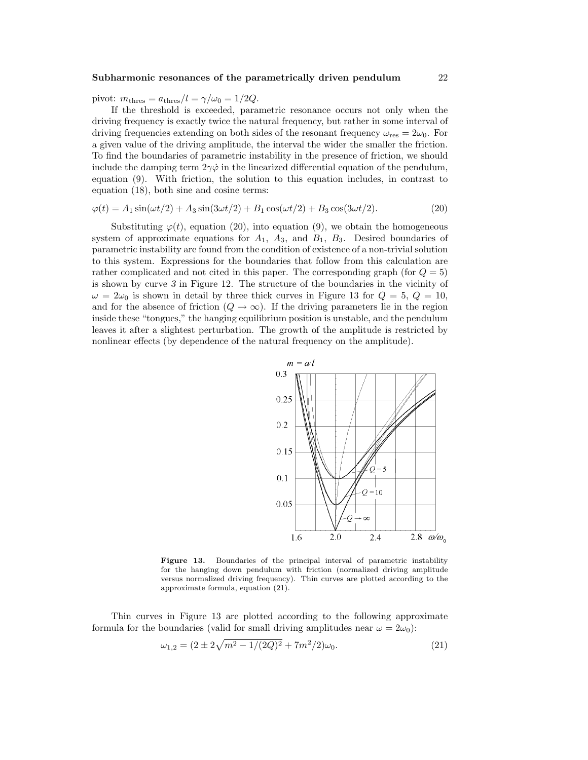pivot: $m_{\rm thres} = a_{\rm thres}/l = \gamma/\omega_0 = 1/2Q$.

If the threshold is exceeded, parametric resonance occurs not only when the driving frequency is exactly twice the natural frequency, but rather in some interval of driving frequencies extending on both sides of the resonant frequency $\omega_{\rm res} = 2\omega_0$. For a given value of the driving amplitude, the interval the wider the smaller the friction. To find the boundaries of parametric instability in the presence of friction, we should include the damping term $2\gamma\dot{\varphi}$ in the linearized differential equation of the pendulum, equation (9). With friction, the solution to this equation includes, in contrast to equation (18), both sine and cosine terms:

$$\varphi(t) = A_1 \sin(\omega t/2) + A_3 \sin(3\omega t/2) + B_1 \cos(\omega t/2) + B_3 \cos(3\omega t/2). \tag{20}$$

Substituting $\varphi(t)$, equation (20), into equation (9), we obtain the homogeneous system of approximate equations for $A_1$, $A_3$, and $B_1$, $B_3$. Desired boundaries of parametric instability are found from the condition of existence of a non-trivial solution to this system. Expressions for the boundaries that follow from this calculation are rather complicated and not cited in this paper. The corresponding graph (for $Q = 5$) is shown by curve *3* in Figure 12. The structure of the boundaries in the vicinity of $\omega = 2\omega_0$ is shown in detail by three thick curves in Figure 13 for $Q = 5$, $Q = 10$, and for the absence of friction ($Q \to \infty$). If the driving parameters lie in the region inside these "tongues," the hanging equilibrium position is unstable, and the pendulum leaves it after a slightest perturbation. The growth of the amplitude is restricted by nonlinear effects (by dependence of the natural frequency on the amplitude).

**Figure 13.** Boundaries of the principal interval of parametric instability for the hanging down pendulum with friction (normalized driving amplitude versus normalized driving frequency). Thin curves are plotted according to the approximate formula, equation (21).

Thin curves in Figure 13 are plotted according to the following approximate formula for the boundaries (valid for small driving amplitudes near $\omega = 2\omega_0$):

$$\omega_{1,2} = (2 \pm 2\sqrt{m^2 - 1/(2Q)^2} + 7m^2/2)\omega_0. \tag{21}$$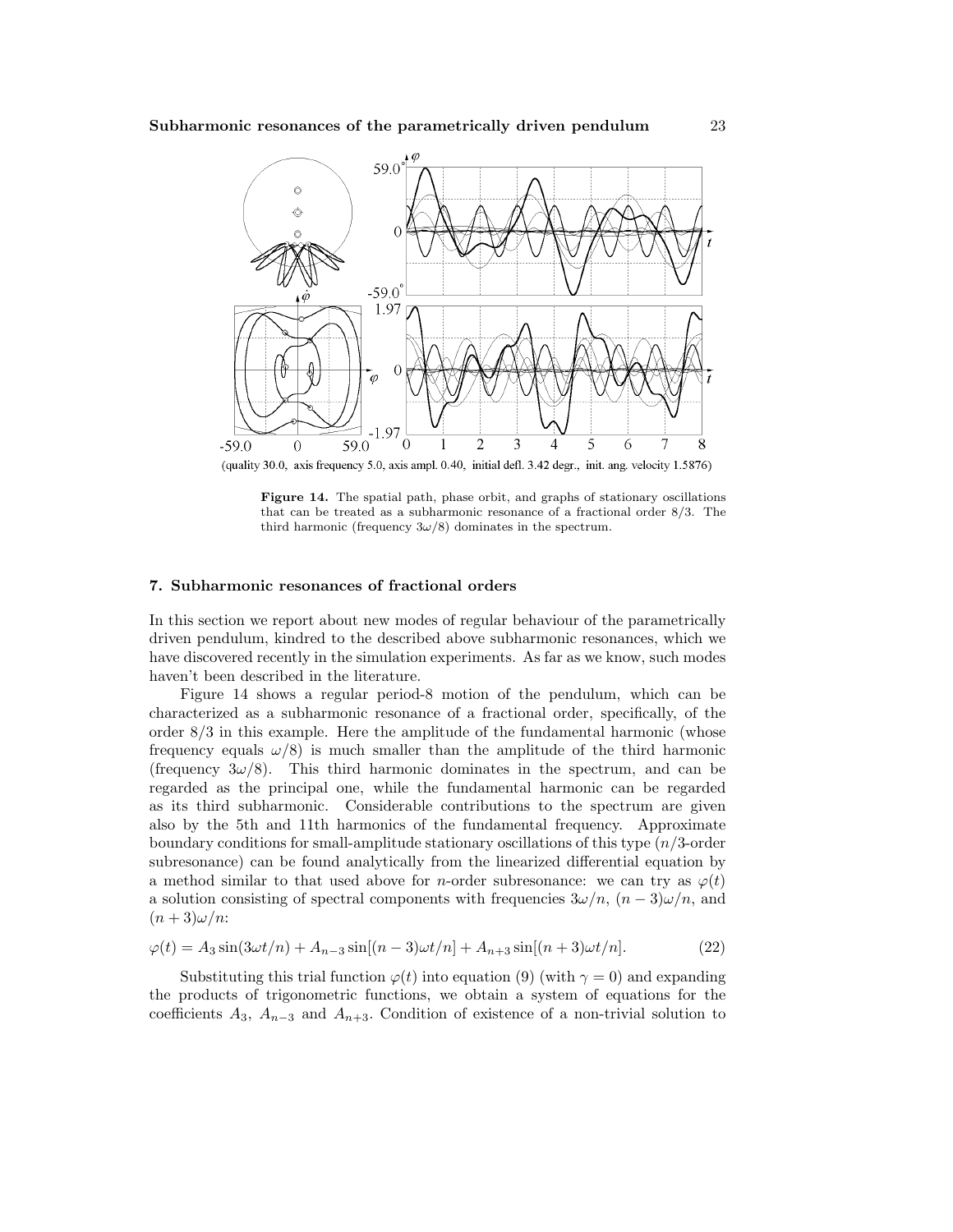(quality 30.0, axis frequency 5.0, axis ampl. 0.40, initial defl. 3.42 degr., init. ang. velocity 1.5876)

**Figure 14.** The spatial path, phase orbit, and graphs of stationary oscillations that can be treated as a subharmonic resonance of a fractional order 8/3. The third harmonic (frequency $3\omega/8$) dominates in the spectrum.

## 7. Subharmonic resonances of fractional orders

In this section we report about new modes of regular behaviour of the parametrically driven pendulum, kindred to the described above subharmonic resonances, which we have discovered recently in the simulation experiments. As far as we know, such modes haven't been described in the literature.

Figure 14 shows a regular period-8 motion of the pendulum, which can be characterized as a subharmonic resonance of a fractional order, specifically, of the order 8/3 in this example. Here the amplitude of the fundamental harmonic (whose frequency equals $\omega/8$) is much smaller than the amplitude of the third harmonic (frequency $3\omega/8$). This third harmonic dominates in the spectrum, and can be regarded as the principal one, while the fundamental harmonic can be regarded as its third subharmonic. Considerable contributions to the spectrum are given also by the 5th and 11th harmonics of the fundamental frequency. Approximate boundary conditions for small-amplitude stationary oscillations of this type ($n/3$-order subresonance) can be found analytically from the linearized differential equation by a method similar to that used above for $n$-order subresonance: we can try as $\varphi(t)$ a solution consisting of spectral components with frequencies $3\omega/n$, $(n-3)\omega/n$, and $(n+3)\omega/n$:

$$\varphi(t) = A_3 \sin(3\omega t/n) + A_{n-3} \sin[(n-3)\omega t/n] + A_{n+3} \sin[(n+3)\omega t/n]. \tag{22}$$

Substituting this trial function $\varphi(t)$ into equation (9) (with $\gamma = 0$) and expanding the products of trigonometric functions, we obtain a system of equations for the coefficients $A_3$, $A_{n-3}$ and $A_{n+3}$. Condition of existence of a non-trivial solution to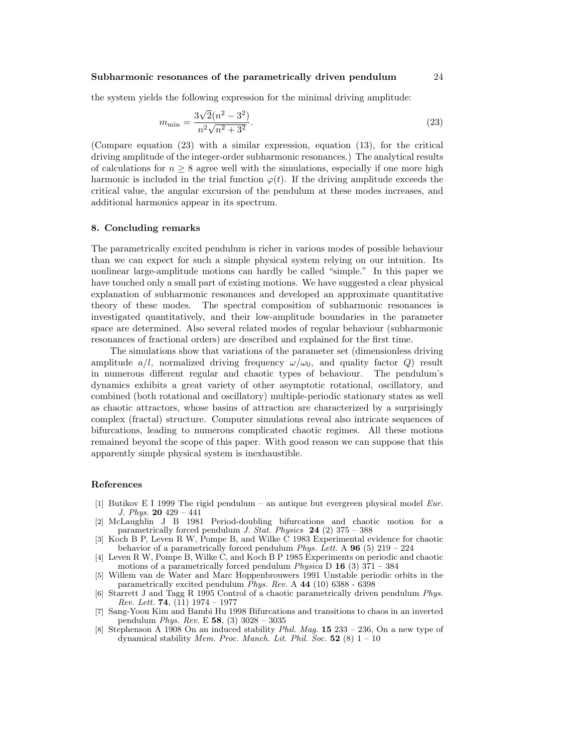the system yields the following expression for the minimal driving amplitude:

$$m_{\min} = \frac{3\sqrt{2}(n^2 - 3^2)}{n^2\sqrt{n^2 + 3^2}}. \tag{23}$$

(Compare equation (23) with a similar expression, equation (13), for the critical driving amplitude of the integer-order subharmonic resonances.) The analytical results of calculations for $n \geq 8$ agree well with the simulations, especially if one more high harmonic is included in the trial function $\varphi(t)$. If the driving amplitude exceeds the critical value, the angular excursion of the pendulum at these modes increases, and additional harmonics appear in its spectrum.

## 8. Concluding remarks

The parametrically excited pendulum is richer in various modes of possible behaviour than we can expect for such a simple physical system relying on our intuition. Its nonlinear large-amplitude motions can hardly be called "simple." In this paper we have touched only a small part of existing motions. We have suggested a clear physical explanation of subharmonic resonances and developed an approximate quantitative theory of these modes. The spectral composition of subharmonic resonances is investigated quantitatively, and their low-amplitude boundaries in the parameter space are determined. Also several related modes of regular behaviour (subharmonic resonances of fractional orders) are described and explained for the first time.

The simulations show that variations of the parameter set (dimensionless driving amplitude $a/l$, normalized driving frequency $\omega/\omega_0$, and quality factor $Q$) result in numerous different regular and chaotic types of behaviour. The pendulum's dynamics exhibits a great variety of other asymptotic rotational, oscillatory, and combined (both rotational and oscillatory) multiple-periodic stationary states as well as chaotic attractors, whose basins of attraction are characterized by a surprisingly complex (fractal) structure. Computer simulations reveal also intricate sequences of bifurcations, leading to numerous complicated chaotic regimes. All these motions remained beyond the scope of this paper. With good reason we can suppose that this apparently simple physical system is inexhaustible.

## References

[1] Butikov E I 1999 The rigid pendulum – an antique but evergreen physical model *Eur. J. Phys.* **20** 429 – 441

[2] McLaughlin J B 1981 Period-doubling bifurcations and chaotic motion for a parametrically forced pendulum *J. Stat. Physics* **24** (2) 375 – 388

[3] Koch B P, Leven R W, Pompe B, and Wilke C 1983 Experimental evidence for chaotic behavior of a parametrically forced pendulum *Phys. Lett.* A **96** (5) 219 – 224

[4] Leven R W, Pompe B, Wilke C, and Koch B P 1985 Experiments on periodic and chaotic motions of a parametrically forced pendulum *Physica* D **16** (3) 371 – 384

[5] Willem van de Water and Marc Hoppenbrouwers 1991 Unstable periodic orbits in the parametrically excited pendulum *Phys. Rev.* A **44** (10) 6388 - 6398

[6] Starrett J and Tagg R 1995 Control of a chaotic parametrically driven pendulum *Phys. Rev. Lett.* **74**, (11) 1974 – 1977

[7] Sang-Yoon Kim and Bambi Hu 1998 Bifurcations and transitions to chaos in an inverted pendulum *Phys. Rev.* E **58**, (3) 3028 – 3035

[8] Stephenson A 1908 On an induced stability *Phil. Mag.* **15** 233 – 236, On a new type of dynamical stability *Mem. Proc. Manch. Lit. Phil. Soc.* **52** (8) 1 – 10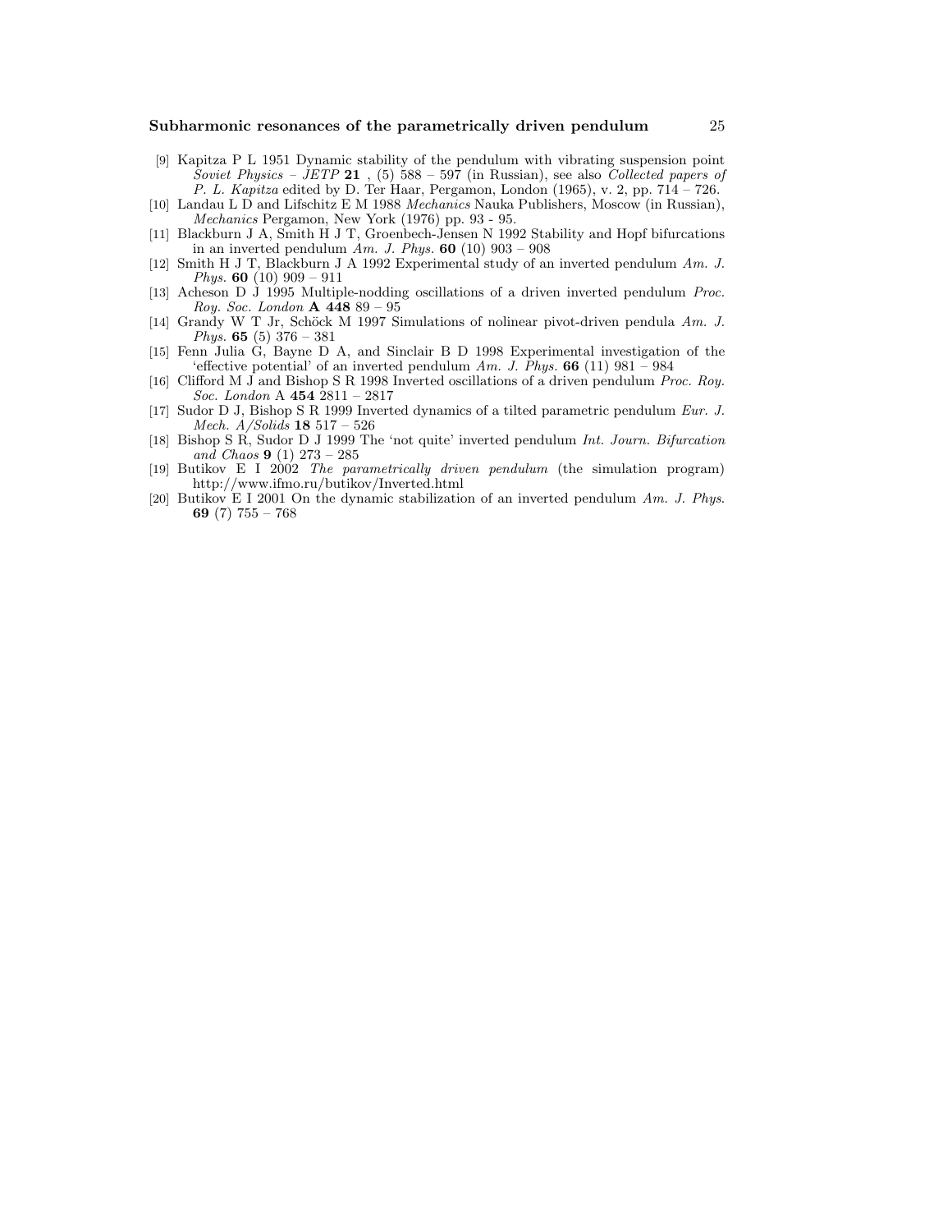[9] Kapitza P L 1951 Dynamic stability of the pendulum with vibrating suspension point *Soviet Physics – JETP* **21** , (5) 588 – 597 (in Russian), see also *Collected papers of P. L. Kapitza* edited by D. Ter Haar, Pergamon, London (1965), v. 2, pp. 714 – 726.

[10] Landau L D and Lifschitz E M 1988 *Mechanics* Nauka Publishers, Moscow (in Russian), *Mechanics* Pergamon, New York (1976) pp. 93 - 95.

[11] Blackburn J A, Smith H J T, Groenbech-Jensen N 1992 Stability and Hopf bifurcations in an inverted pendulum *Am. J. Phys.* **60** (10) 903 – 908

[12] Smith H J T, Blackburn J A 1992 Experimental study of an inverted pendulum *Am. J. Phys.* **60** (10) 909 – 911

[13] Acheson D J 1995 Multiple-nodding oscillations of a driven inverted pendulum *Proc. Roy. Soc. London* **A 448** 89 – 95

[14] Grandy W T Jr, Schöck M 1997 Simulations of nolinear pivot-driven pendula *Am. J. Phys.* **65** (5) 376 – 381

[15] Fenn Julia G, Bayne D A, and Sinclair B D 1998 Experimental investigation of the 'effective potential' of an inverted pendulum *Am. J. Phys.* **66** (11) 981 – 984

[16] Clifford M J and Bishop S R 1998 Inverted oscillations of a driven pendulum *Proc. Roy. Soc. London* A **454** 2811 – 2817

[17] Sudor D J, Bishop S R 1999 Inverted dynamics of a tilted parametric pendulum *Eur. J. Mech. A/Solids* **18** 517 – 526

[18] Bishop S R, Sudor D J 1999 The 'not quite' inverted pendulum *Int. Journ. Bifurcation and Chaos* **9** (1) 273 – 285

[19] Butikov E I 2002 *The parametrically driven pendulum* (the simulation program) http://www.ifmo.ru/butikov/Inverted.html

[20] Butikov E I 2001 On the dynamic stabilization of an inverted pendulum *Am. J. Phys.* **69** (7) 755 – 768